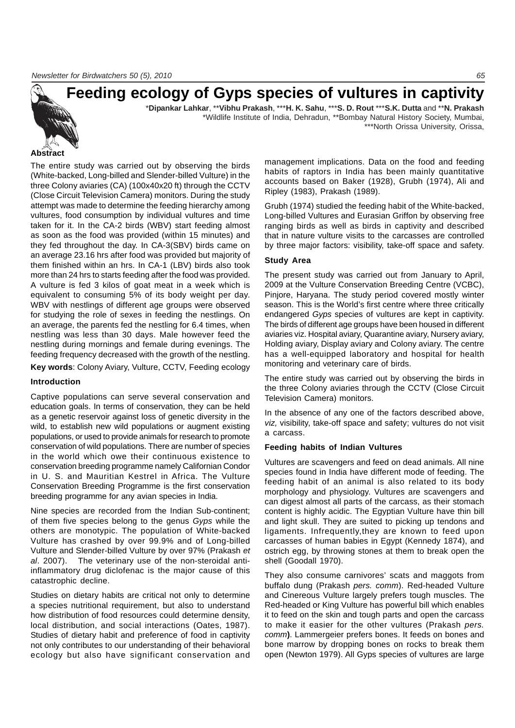# Feeding ecology of Gyps species of vultures in captivity

*Dipankar Lahkar, **Vibhu Prakash, ***H. K. Sahu, ***S. D. Rout ***S.K. Dutta and **N. Prakash

*Wildlife Institute of India, Dehradun, **Bombay Natural History Society, Mumbai, ***North Orissa University, Orissa,

## Abstract

The entire study was carried out by observing the birds (White-backed, Long-billed and Slender-billed Vulture) in the three Colony aviaries (CA) (100x40x20 ft) through the CCTV (Close Circuit Television Camera) monitors. During the study attempt was made to determine the feeding hierarchy among vultures, food consumption by individual vultures and time taken for it. In the CA-2 birds (WBV) start feeding almost as soon as the food was provided (within 15 minutes) and they fed throughout the day. In CA-3(SBV) birds came on an average 23.16 hrs after food was provided but majority of them finished within an hrs. In CA-1 (LBV) birds also took more than 24 hrs to starts feeding after the food was provided. A vulture is fed 3 kilos of goat meat in a week which is equivalent to consuming 5% of its body weight per day. WBV with nestlings of different age groups were observed for studying the role of sexes in feeding the nestlings. On an average, the parents fed the nestling for 6.4 times, when nestling was less than 30 days. Male however feed the nestling during mornings and female during evenings. The feeding frequency decreased with the growth of the nestling.

**Key words**: Colony Aviary, Vulture, CCTV, Feeding ecology

### Introduction

Captive populations can serve several conservation and education goals. In terms of conservation, they can be held as a genetic reservoir against loss of genetic diversity in the wild, to establish new wild populations or augment existing populations, or used to provide animals for research to promote conservation of wild populations. There are number of species in the world which owe their continuous existence to conservation breeding programme namely Californian Condor in U. S. and Mauritian Kestrel in Africa. The Vulture Conservation Breeding Programme is the first conservation breeding programme for any avian species in India.

Nine species are recorded from the Indian Sub-continent; of them five species belong to the genus *Gyps* while the others are monotypic. The population of White-backed Vulture has crashed by over 99.9% and of Long-billed Vulture and Slender-billed Vulture by over 97% (Prakash *et al*. 2007). The veterinary use of the non-steroidal anti-inflammatory drug diclofenac is the major cause of this catastrophic decline.

Studies on dietary habits are critical not only to determine a species nutritional requirement, but also to understand how distribution of food resources could determine density, local distribution, and social interactions (Oates, 1987). Studies of dietary habit and preference of food in captivity not only contributes to our understanding of their behavioral ecology but also have significant conservation and management implications. Data on the food and feeding habits of raptors in India has been mainly quantitative accounts based on Baker (1928), Grubh (1974), Ali and Ripley (1983), Prakash (1989).

Grubh (1974) studied the feeding habit of the White-backed, Long-billed Vultures and Eurasian Griffon by observing free ranging birds as well as birds in captivity and described that in nature vulture visits to the carcasses are controlled by three major factors: visibility, take-off space and safety.

### Study Area

The present study was carried out from January to April, 2009 at the Vulture Conservation Breeding Centre (VCBC), Pinjore, Haryana. The study period covered mostly winter season. This is the World's first centre where three critically endangered *Gyps* species of vultures are kept in captivity. The birds of different age groups have been housed in different aviaries viz. Hospital aviary, Quarantine aviary, Nursery aviary, Holding aviary, Display aviary and Colony aviary. The centre has a well-equipped laboratory and hospital for health monitoring and veterinary care of birds.

The entire study was carried out by observing the birds in the three Colony aviaries through the CCTV (Close Circuit Television Camera) monitors.

In the absence of any one of the factors described above, *viz,* visibility, take-off space and safety; vultures do not visit a carcass.

### Feeding habits of Indian Vultures

Vultures are scavengers and feed on dead animals. All nine species found in India have different mode of feeding. The feeding habit of an animal is also related to its body morphology and physiology. Vultures are scavengers and can digest almost all parts of the carcass, as their stomach content is highly acidic. The Egyptian Vulture have thin bill and light skull. They are suited to picking up tendons and ligaments. Infrequently,they are known to feed upon carcasses of human babies in Egypt (Kennedy 1874), and ostrich egg, by throwing stones at them to break open the shell (Goodall 1970).

They also consume carnivores' scats and maggots from buffalo dung (Prakash *pers. comm*). Red-headed Vulture and Cinereous Vulture largely prefers tough muscles. The Red-headed or King Vulture has powerful bill which enables it to feed on the skin and tough parts and open the carcass to make it easier for the other vultures (Prakash *pers. comm*). Lammergeier prefers bones. It feeds on bones and bone marrow by dropping bones on rocks to break them open (Newton 1979). All Gyps species of vultures are large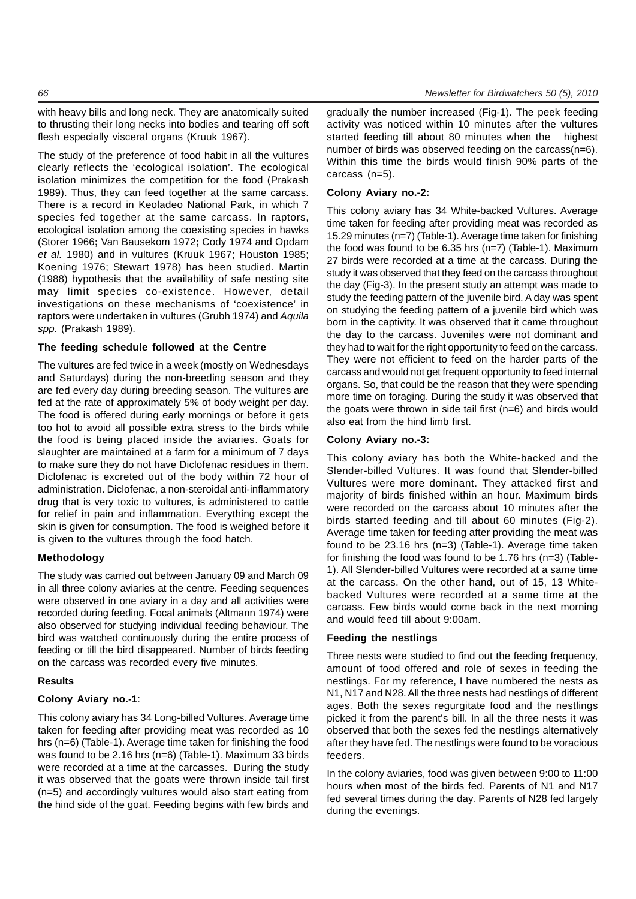with heavy bills and long neck. They are anatomically suited to thrusting their long necks into bodies and tearing off soft flesh especially visceral organs (Kruuk 1967).

The study of the preference of food habit in all the vultures clearly reflects the 'ecological isolation'. The ecological isolation minimizes the competition for the food (Prakash 1989). Thus, they can feed together at the same carcass. There is a record in Keoladeo National Park, in which 7 species fed together at the same carcass. In raptors, ecological isolation among the coexisting species in hawks (Storer 1966**;** Van Bausekom 1972**;** Cody 1974 and Opdam *et al.* 1980) and in vultures (Kruuk 1967; Houston 1985; Koening 1976; Stewart 1978) has been studied. Martin (1988) hypothesis that the availability of safe nesting site may limit species co-existence. However, detail investigations on these mechanisms of 'coexistence' in raptors were undertaken in vultures (Grubh 1974) and *Aquila spp*. (Prakash 1989).

### The feeding schedule followed at the Centre

The vultures are fed twice in a week (mostly on Wednesdays and Saturdays) during the non-breeding season and they are fed every day during breeding season. The vultures are fed at the rate of approximately 5% of body weight per day. The food is offered during early mornings or before it gets too hot to avoid all possible extra stress to the birds while the food is being placed inside the aviaries. Goats for slaughter are maintained at a farm for a minimum of 7 days to make sure they do not have Diclofenac residues in them. Diclofenac is excreted out of the body within 72 hour of administration. Diclofenac, a non-steroidal anti-inflammatory drug that is very toxic to vultures, is administered to cattle for relief in pain and inflammation. Everything except the skin is given for consumption. The food is weighed before it is given to the vultures through the food hatch.

### Methodology

The study was carried out between January 09 and March 09 in all three colony aviaries at the centre. Feeding sequences were observed in one aviary in a day and all activities were recorded during feeding. Focal animals (Altmann 1974) were also observed for studying individual feeding behaviour. The bird was watched continuously during the entire process of feeding or till the bird disappeared. Number of birds feeding on the carcass was recorded every five minutes.

### Results

#### Colony Aviary no.-1:

This colony aviary has 34 Long-billed Vultures. Average time taken for feeding after providing meat was recorded as 10 hrs (n=6) (Table-1). Average time taken for finishing the food was found to be 2.16 hrs (n=6) (Table-1). Maximum 33 birds were recorded at a time at the carcasses. During the study it was observed that the goats were thrown inside tail first (n=5) and accordingly vultures would also start eating from the hind side of the goat. Feeding begins with few birds and gradually the number increased (Fig-1). The peek feeding activity was noticed within 10 minutes after the vultures started feeding till about 80 minutes when the highest number of birds was observed feeding on the carcass(n=6). Within this time the birds would finish 90% parts of the carcass (n=5).

#### Colony Aviary no.-2:

This colony aviary has 34 White-backed Vultures. Average time taken for feeding after providing meat was recorded as 15.29 minutes (n=7) (Table-1). Average time taken for finishing the food was found to be 6.35 hrs (n=7) (Table-1). Maximum 27 birds were recorded at a time at the carcass. During the study it was observed that they feed on the carcass throughout the day (Fig-3). In the present study an attempt was made to study the feeding pattern of the juvenile bird. A day was spent on studying the feeding pattern of a juvenile bird which was born in the captivity. It was observed that it came throughout the day to the carcass. Juveniles were not dominant and they had to wait for the right opportunity to feed on the carcass. They were not efficient to feed on the harder parts of the carcass and would not get frequent opportunity to feed internal organs. So, that could be the reason that they were spending more time on foraging. During the study it was observed that the goats were thrown in side tail first (n=6) and birds would also eat from the hind limb first.

#### Colony Aviary no.-3:

This colony aviary has both the White-backed and the Slender-billed Vultures. It was found that Slender-billed Vultures were more dominant. They attacked first and majority of birds finished within an hour. Maximum birds were recorded on the carcass about 10 minutes after the birds started feeding and till about 60 minutes (Fig-2). Average time taken for feeding after providing the meat was found to be 23.16 hrs (n=3) (Table-1). Average time taken for finishing the food was found to be 1.76 hrs (n=3) (Table-1). All Slender-billed Vultures were recorded at a same time at the carcass. On the other hand, out of 15, 13 White-backed Vultures were recorded at a same time at the carcass. Few birds would come back in the next morning and would feed till about 9:00am.

### Feeding the nestlings

Three nests were studied to find out the feeding frequency, amount of food offered and role of sexes in feeding the nestlings. For my reference, I have numbered the nests as N1, N17 and N28. All the three nests had nestlings of different ages. Both the sexes regurgitate food and the nestlings picked it from the parent's bill. In all the three nests it was observed that both the sexes fed the nestlings alternatively after they have fed. The nestlings were found to be voracious feeders.

In the colony aviaries, food was given between 9:00 to 11:00 hours when most of the birds fed. Parents of N1 and N17 fed several times during the day. Parents of N28 fed largely during the evenings.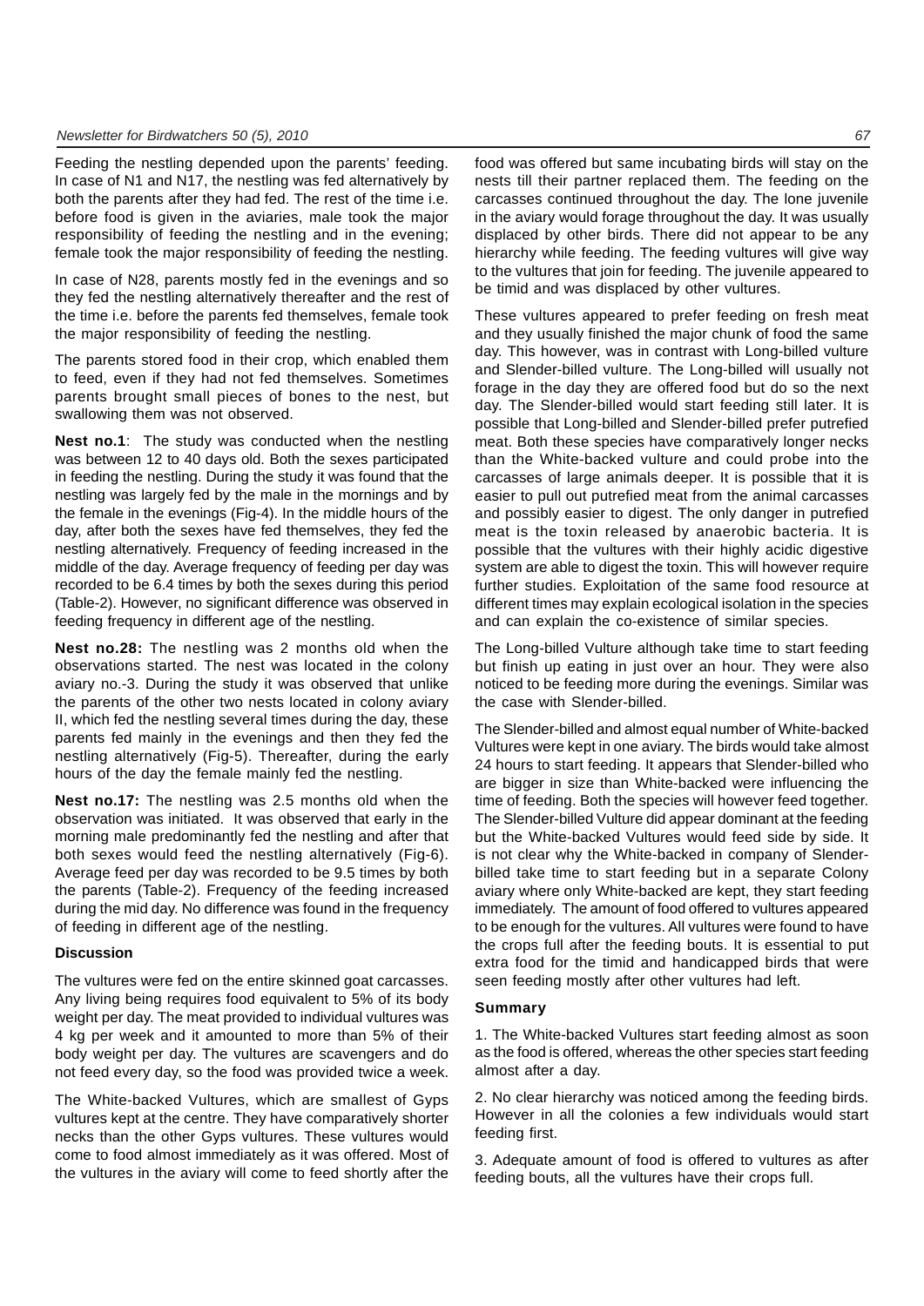Feeding the nestling depended upon the parents' feeding. In case of N1 and N17, the nestling was fed alternatively by both the parents after they had fed. The rest of the time i.e. before food is given in the aviaries, male took the major responsibility of feeding the nestling and in the evening; female took the major responsibility of feeding the nestling.

In case of N28, parents mostly fed in the evenings and so they fed the nestling alternatively thereafter and the rest of the time i.e. before the parents fed themselves, female took the major responsibility of feeding the nestling.

The parents stored food in their crop, which enabled them to feed, even if they had not fed themselves. Sometimes parents brought small pieces of bones to the nest, but swallowing them was not observed.

**Nest no.1**: The study was conducted when the nestling was between 12 to 40 days old. Both the sexes participated in feeding the nestling. During the study it was found that the nestling was largely fed by the male in the mornings and by the female in the evenings (Fig-4). In the middle hours of the day, after both the sexes have fed themselves, they fed the nestling alternatively. Frequency of feeding increased in the middle of the day. Average frequency of feeding per day was recorded to be 6.4 times by both the sexes during this period (Table-2). However, no significant difference was observed in feeding frequency in different age of the nestling.

**Nest no.28:** The nestling was 2 months old when the observations started. The nest was located in the colony aviary no.-3. During the study it was observed that unlike the parents of the other two nests located in colony aviary II, which fed the nestling several times during the day, these parents fed mainly in the evenings and then they fed the nestling alternatively (Fig-5). Thereafter, during the early hours of the day the female mainly fed the nestling.

**Nest no.17:** The nestling was 2.5 months old when the observation was initiated. It was observed that early in the morning male predominantly fed the nestling and after that both sexes would feed the nestling alternatively (Fig-6). Average feed per day was recorded to be 9.5 times by both the parents (Table-2). Frequency of the feeding increased during the mid day. No difference was found in the frequency of feeding in different age of the nestling.

### Discussion

The vultures were fed on the entire skinned goat carcasses. Any living being requires food equivalent to 5% of its body weight per day. The meat provided to individual vultures was 4 kg per week and it amounted to more than 5% of their body weight per day. The vultures are scavengers and do not feed every day, so the food was provided twice a week.

The White-backed Vultures, which are smallest of Gyps vultures kept at the centre. They have comparatively shorter necks than the other Gyps vultures. These vultures would come to food almost immediately as it was offered. Most of the vultures in the aviary will come to feed shortly after the food was offered but same incubating birds will stay on the nests till their partner replaced them. The feeding on the carcasses continued throughout the day. The lone juvenile in the aviary would forage throughout the day. It was usually displaced by other birds. There did not appear to be any hierarchy while feeding. The feeding vultures will give way to the vultures that join for feeding. The juvenile appeared to be timid and was displaced by other vultures.

These vultures appeared to prefer feeding on fresh meat and they usually finished the major chunk of food the same day. This however, was in contrast with Long-billed vulture and Slender-billed vulture. The Long-billed will usually not forage in the day they are offered food but do so the next day. The Slender-billed would start feeding still later. It is possible that Long-billed and Slender-billed prefer putrefied meat. Both these species have comparatively longer necks than the White-backed vulture and could probe into the carcasses of large animals deeper. It is possible that it is easier to pull out putrefied meat from the animal carcasses and possibly easier to digest. The only danger in putrefied meat is the toxin released by anaerobic bacteria. It is possible that the vultures with their highly acidic digestive system are able to digest the toxin. This will however require further studies. Exploitation of the same food resource at different times may explain ecological isolation in the species and can explain the co-existence of similar species.

The Long-billed Vulture although take time to start feeding but finish up eating in just over an hour. They were also noticed to be feeding more during the evenings. Similar was the case with Slender-billed.

The Slender-billed and almost equal number of White-backed Vultures were kept in one aviary. The birds would take almost 24 hours to start feeding. It appears that Slender-billed who are bigger in size than White-backed were influencing the time of feeding. Both the species will however feed together. The Slender-billed Vulture did appear dominant at the feeding but the White-backed Vultures would feed side by side. It is not clear why the White-backed in company of Slender-billed take time to start feeding but in a separate Colony aviary where only White-backed are kept, they start feeding immediately. The amount of food offered to vultures appeared to be enough for the vultures. All vultures were found to have the crops full after the feeding bouts. It is essential to put extra food for the timid and handicapped birds that were seen feeding mostly after other vultures had left.

### Summary

1. The White-backed Vultures start feeding almost as soon as the food is offered, whereas the other species start feeding almost after a day.

2. No clear hierarchy was noticed among the feeding birds. However in all the colonies a few individuals would start feeding first.

3. Adequate amount of food is offered to vultures as after feeding bouts, all the vultures have their crops full.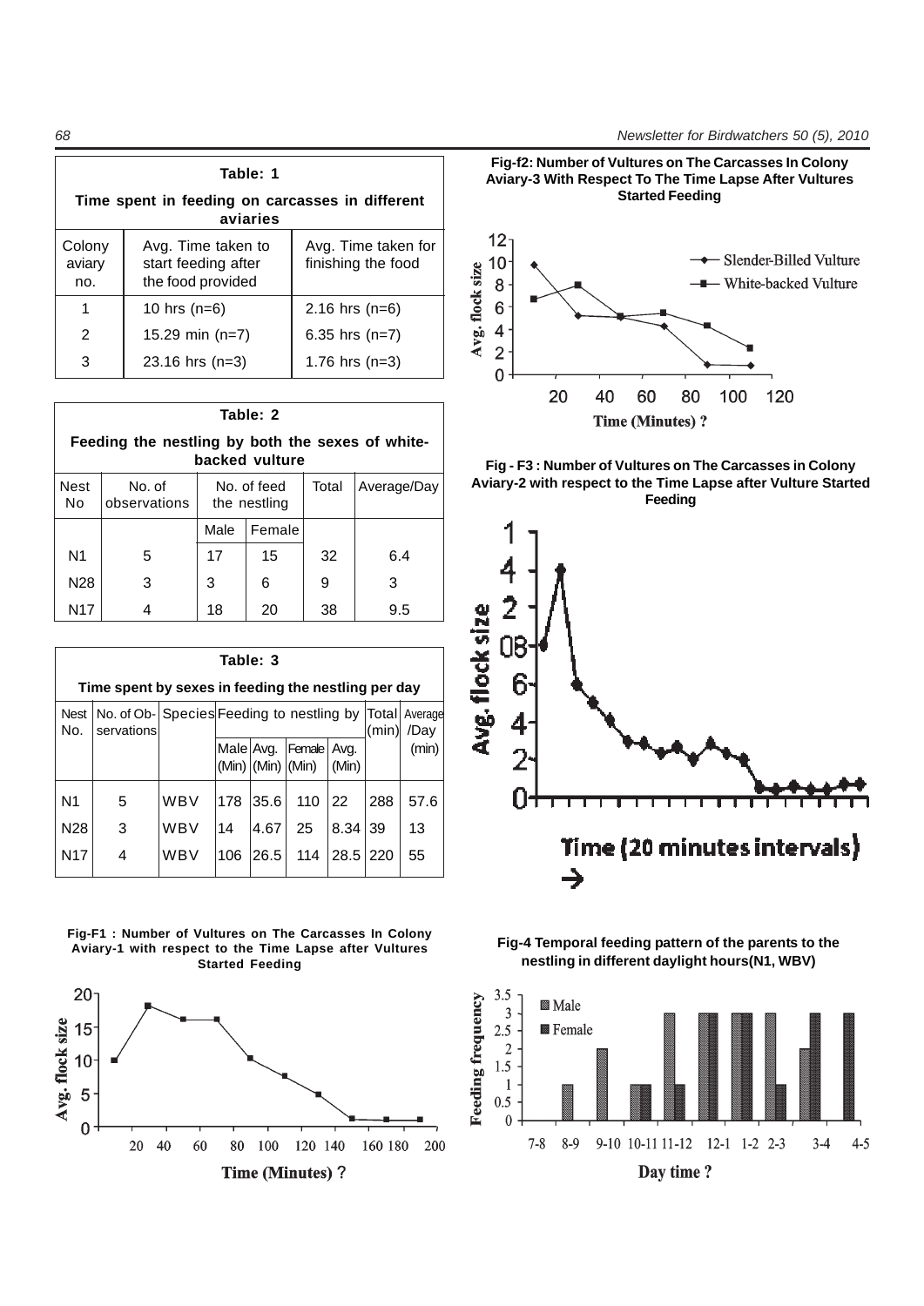**Table: 1**

**Time spent in feeding on carcasses in different aviaries**

| Colony aviary no. | Avg. Time taken to start feeding after the food provided | Avg. Time taken for finishing the food |
|---|---|---|
| 1 | 10 hrs (n=6) | 2.16 hrs (n=6) |
| 2 | 15.29 min (n=7) | 6.35 hrs (n=7) |
| 3 | 23.16 hrs (n=3) | 1.76 hrs (n=3) |

**Table: 2**

**Feeding the nestling by both the sexes of white-backed vulture**

| Nest No | No. of observations | No. of feed the nestling | | Total | Average/Day |
|---|---|---|---|---|---|
| | | Male | Female | | |
| N1 | 5 | 17 | 15 | 32 | 6.4 |
| N28 | 3 | 3 | 6 | 9 | 3 |
| N17 | 4 | 18 | 20 | 38 | 9.5 |

**Table: 3**

**Time spent by sexes in feeding the nestling per day**

| Nest No. | No. of Observations | Species | Feeding to nestling by | | | | Total (min) | Average /Day (min) |
|---|---|---|---|---|---|---|---|---|
| | | | Male (Min) | Avg. (Min) | Female (Min) | Avg. (Min) | | |
| N1 | 5 | WBV | 178 | 35.6 | 110 | 22 | 288 | 57.6 |
| N28 | 3 | WBV | 14 | 4.67 | 25 | 8.34 | 39 | 13 |
| N17 | 4 | WBV | 106 | 26.5 | 114 | 28.5 | 220 | 55 |

**Fig-F1 : Number of Vultures on The Carcasses In Colony Aviary-1 with respect to the Time Lapse after Vultures Started Feeding**

**Fig-f2: Number of Vultures on The Carcasses In Colony Aviary-3 With Respect To The Time Lapse After Vultures Started Feeding**

**Fig - F3 : Number of Vultures on The Carcasses in Colony Aviary-2 with respect to the Time Lapse after Vulture Started Feeding**

**Fig-4 Temporal feeding pattern of the parents to the nestling in different daylight hours(N1, WBV)**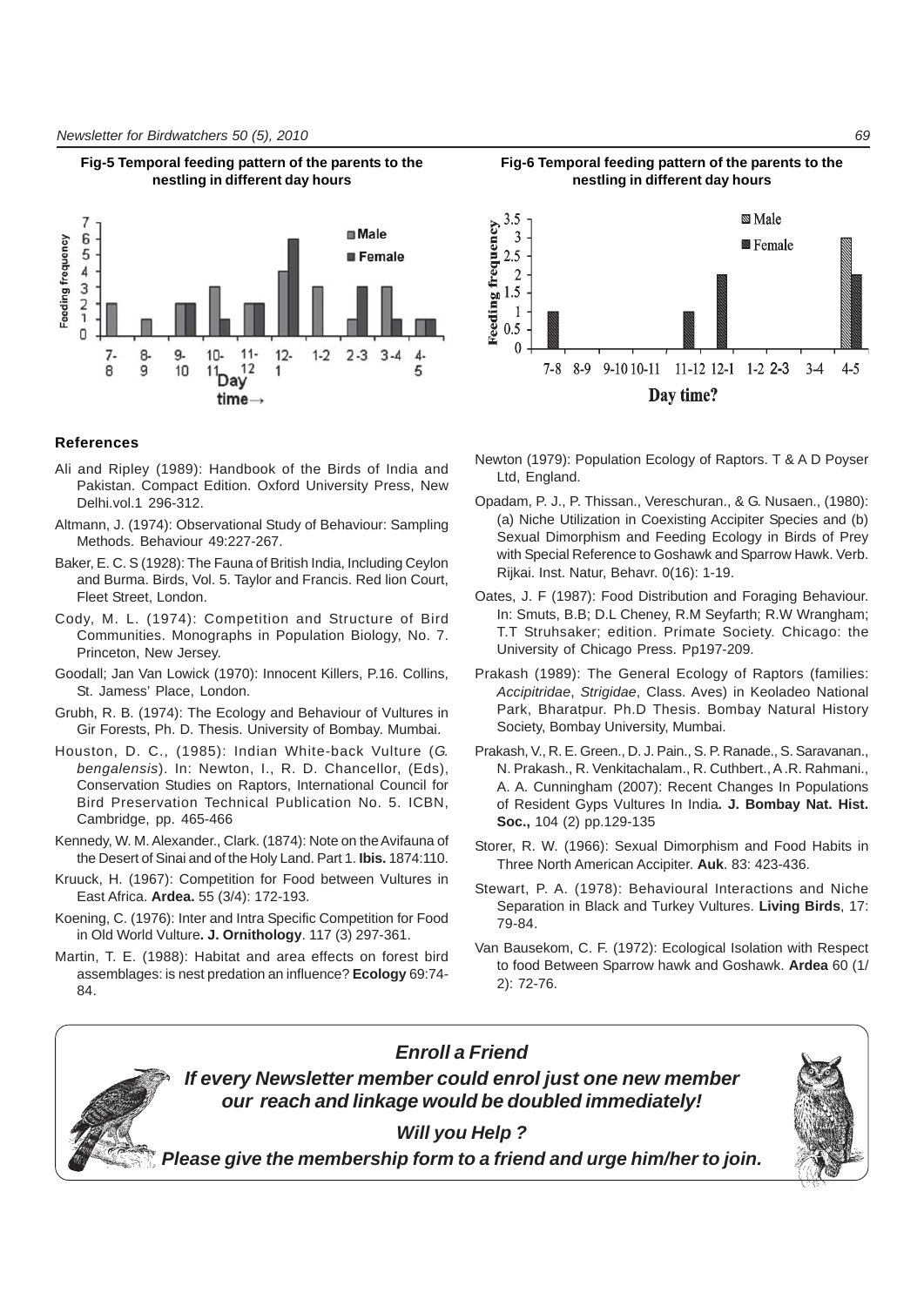**Fig-5 Temporal feeding pattern of the parents to the nestling in different day hours**

**Fig-6 Temporal feeding pattern of the parents to the nestling in different day hours**

### References

Ali and Ripley (1989): Handbook of the Birds of India and Pakistan. Compact Edition. Oxford University Press, New Delhi.vol.1 296-312.

Altmann, J. (1974): Observational Study of Behaviour: Sampling Methods. Behaviour 49:227-267.

Baker, E. C. S (1928): The Fauna of British India, Including Ceylon and Burma. Birds, Vol. 5. Taylor and Francis. Red lion Court, Fleet Street, London.

Cody, M. L. (1974): Competition and Structure of Bird Communities. Monographs in Population Biology, No. 7. Princeton, New Jersey.

Goodall; Jan Van Lowick (1970): Innocent Killers, P.16. Collins, St. Jamess' Place, London.

Grubh, R. B. (1974): The Ecology and Behaviour of Vultures in Gir Forests, Ph. D. Thesis. University of Bombay. Mumbai.

Houston, D. C., (1985): Indian White-back Vulture (*G. bengalensis*). In: Newton, I., R. D. Chancellor, (Eds), Conservation Studies on Raptors, International Council for Bird Preservation Technical Publication No. 5. ICBN, Cambridge, pp. 465-466

Kennedy, W. M. Alexander., Clark. (1874): Note on the Avifauna of the Desert of Sinai and of the Holy Land. Part 1. **Ibis.** 1874:110.

Kruuck, H. (1967): Competition for Food between Vultures in East Africa. **Ardea.** 55 (3/4): 172-193.

Koening, C. (1976): Inter and Intra Specific Competition for Food in Old World Vulture**. J. Ornithology**. 117 (3) 297-361.

Martin, T. E. (1988): Habitat and area effects on forest bird assemblages: is nest predation an influence? **Ecology** 69:74-84.

Newton (1979): Population Ecology of Raptors. T & A D Poyser Ltd, England.

Opadam, P. J., P. Thissan., Vereschuran., & G. Nusaen., (1980): (a) Niche Utilization in Coexisting Accipiter Species and (b) Sexual Dimorphism and Feeding Ecology in Birds of Prey with Special Reference to Goshawk and Sparrow Hawk. Verb. Rijkai. Inst. Natur, Behavr. 0(16): 1-19.

Oates, J. F (1987): Food Distribution and Foraging Behaviour. In: Smuts, B.B; D.L Cheney, R.M Seyfarth; R.W Wrangham; T.T Struhsaker; edition. Primate Society. Chicago: the University of Chicago Press. Pp197-209.

Prakash (1989): The General Ecology of Raptors (families: *Accipitridae*, *Strigidae*, Class. Aves) in Keoladeo National Park, Bharatpur. Ph.D Thesis. Bombay Natural History Society, Bombay University, Mumbai.

Prakash, V., R. E. Green., D. J. Pain., S. P. Ranade., S. Saravanan., N. Prakash., R. Venkitachalam., R. Cuthbert., A.R. Rahmani., A. A. Cunningham (2007): Recent Changes In Populations of Resident Gyps Vultures In India**. J. Bombay Nat. Hist. Soc.,** 104 (2) pp.129-135

Storer, R. W. (1966): Sexual Dimorphism and Food Habits in Three North American Accipiter. **Auk**. 83: 423-436.

Stewart, P. A. (1978): Behavioural Interactions and Niche Separation in Black and Turkey Vultures. **Living Birds**, 17: 79-84.

Van Bausekom, C. F. (1972): Ecological Isolation with Respect to food Between Sparrow hawk and Goshawk. **Ardea** 60 (1/2): 72-76.

***Enroll a Friend***

***If every Newsletter member could enrol just one new member our reach and linkage would be doubled immediately!***

***Will you Help ?***

***Please give the membership form to a friend and urge him/her to join.***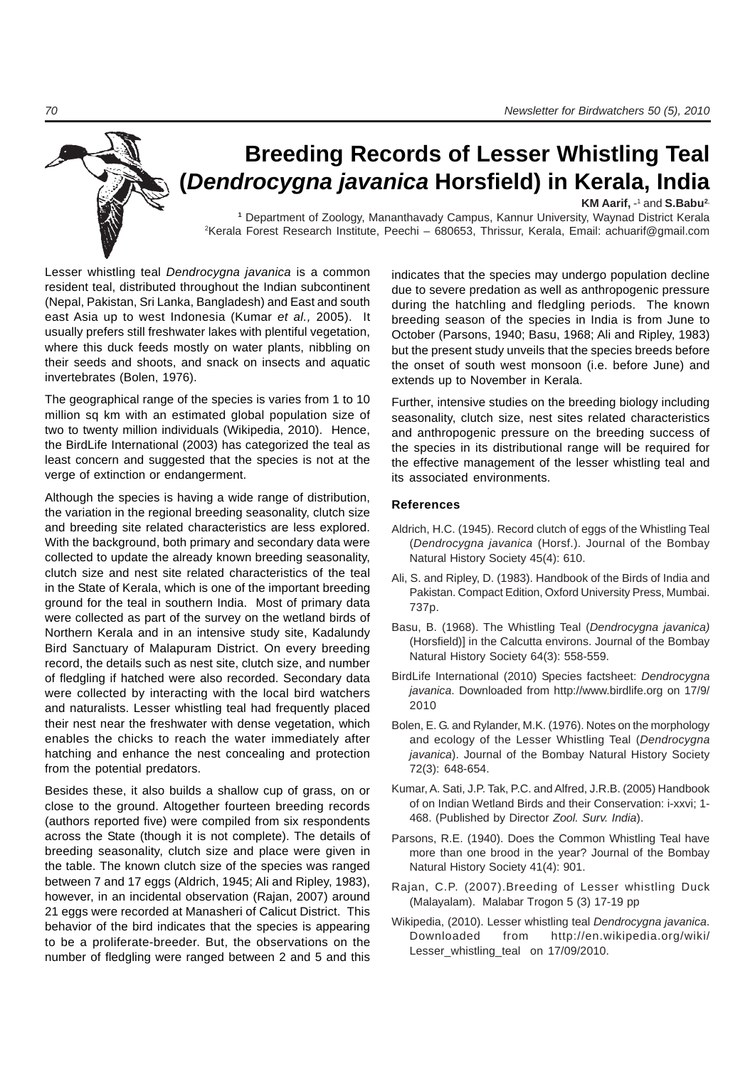# Breeding Records of Lesser Whistling Teal (*Dendrocygna javanica* Horsfield) in Kerala, India

**KM Aarif,** -[1] and **S.Babu**[2,]

[1] Department of Zoology, Mananthavady Campus, Kannur University, Waynad District Kerala
[2]Kerala Forest Research Institute, Peechi – 680653, Thrissur, Kerala, Email: achuarif@gmail.com

Lesser whistling teal *Dendrocygna javanica* is a common resident teal, distributed throughout the Indian subcontinent (Nepal, Pakistan, Sri Lanka, Bangladesh) and East and south east Asia up to west Indonesia (Kumar *et al.,* 2005). It usually prefers still freshwater lakes with plentiful vegetation, where this duck feeds mostly on water plants, nibbling on their seeds and shoots, and snack on insects and aquatic invertebrates (Bolen, 1976).

The geographical range of the species is varies from 1 to 10 million sq km with an estimated global population size of two to twenty million individuals (Wikipedia, 2010). Hence, the BirdLife International (2003) has categorized the teal as least concern and suggested that the species is not at the verge of extinction or endangerment.

Although the species is having a wide range of distribution, the variation in the regional breeding seasonality, clutch size and breeding site related characteristics are less explored. With the background, both primary and secondary data were collected to update the already known breeding seasonality, clutch size and nest site related characteristics of the teal in the State of Kerala, which is one of the important breeding ground for the teal in southern India. Most of primary data were collected as part of the survey on the wetland birds of Northern Kerala and in an intensive study site, Kadalundy Bird Sanctuary of Malapuram District. On every breeding record, the details such as nest site, clutch size, and number of fledgling if hatched were also recorded. Secondary data were collected by interacting with the local bird watchers and naturalists. Lesser whistling teal had frequently placed their nest near the freshwater with dense vegetation, which enables the chicks to reach the water immediately after hatching and enhance the nest concealing and protection from the potential predators.

Besides these, it also builds a shallow cup of grass, on or close to the ground. Altogether fourteen breeding records (authors reported five) were compiled from six respondents across the State (though it is not complete). The details of breeding seasonality, clutch size and place were given in the table. The known clutch size of the species was ranged between 7 and 17 eggs (Aldrich, 1945; Ali and Ripley, 1983), however, in an incidental observation (Rajan, 2007) around 21 eggs were recorded at Manasheri of Calicut District. This behavior of the bird indicates that the species is appearing to be a proliferate-breeder. But, the observations on the number of fledgling were ranged between 2 and 5 and this indicates that the species may undergo population decline due to severe predation as well as anthropogenic pressure during the hatchling and fledgling periods. The known breeding season of the species in India is from June to October (Parsons, 1940; Basu, 1968; Ali and Ripley, 1983) but the present study unveils that the species breeds before the onset of south west monsoon (i.e. before June) and extends up to November in Kerala.

Further, intensive studies on the breeding biology including seasonality, clutch size, nest sites related characteristics and anthropogenic pressure on the breeding success of the species in its distributional range will be required for the effective management of the lesser whistling teal and its associated environments.

#### References

Aldrich, H.C. (1945). Record clutch of eggs of the Whistling Teal (*Dendrocygna javanica* (Horsf.). Journal of the Bombay Natural History Society 45(4): 610.

Ali, S. and Ripley, D. (1983). Handbook of the Birds of India and Pakistan. Compact Edition, Oxford University Press, Mumbai. 737p.

Basu, B. (1968). The Whistling Teal (*Dendrocygna javanica)* (Horsfield)] in the Calcutta environs. Journal of the Bombay Natural History Society 64(3): 558-559.

BirdLife International (2010) Species factsheet: *Dendrocygna javanica*. Downloaded from http://www.birdlife.org on 17/9/2010

Bolen, E. G. and Rylander, M.K. (1976). Notes on the morphology and ecology of the Lesser Whistling Teal (*Dendrocygna javanica*). Journal of the Bombay Natural History Society 72(3): 648-654.

Kumar, A. Sati, J.P. Tak, P.C. and Alfred, J.R.B. (2005) Handbook of on Indian Wetland Birds and their Conservation: i-xxvi; 1-468. (Published by Director *Zool. Surv. India*).

Parsons, R.E. (1940). Does the Common Whistling Teal have more than one brood in the year? Journal of the Bombay Natural History Society 41(4): 901.

Rajan, C.P. (2007).Breeding of Lesser whistling Duck (Malayalam). Malabar Trogon 5 (3) 17-19 pp

Wikipedia, (2010). Lesser whistling teal *Dendrocygna javanica.* Downloaded from http://en.wikipedia.org/wiki/Lesser_whistling_teal on 17/09/2010.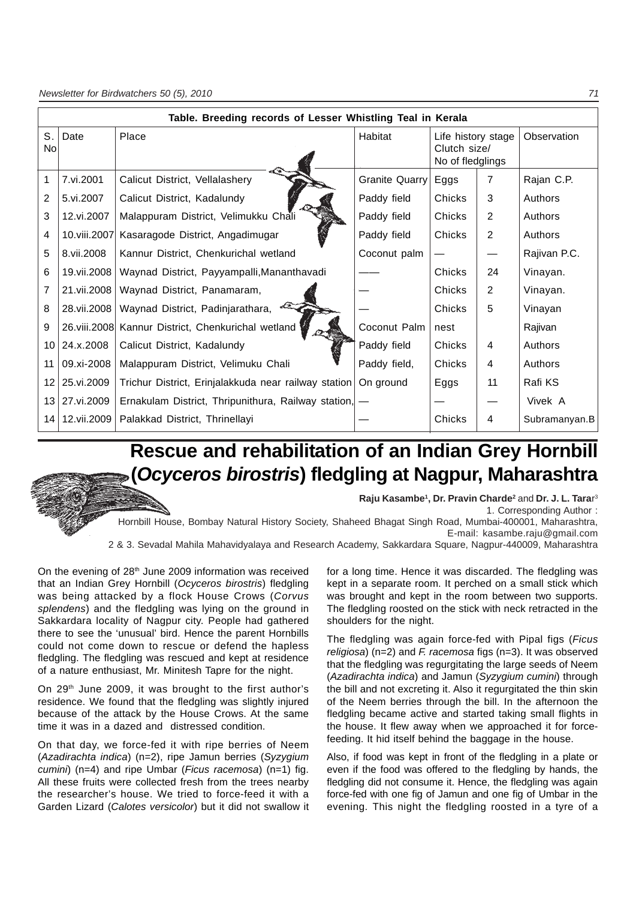**Table. Breeding records of Lesser Whistling Teal in Kerala**

| S. No | Date | Place | Habitat | Life history stage Clutch size/ No of fledglings | | Observation |
|---|---|---|---|---|---|---|
| 1 | 7.vi.2001 | Calicut District, Vellalashery | Granite Quarry | Eggs | 7 | Rajan C.P. |
| 2 | 5.vi.2007 | Calicut District, Kadalundy | Paddy field | Chicks | 3 | Authors |
| 3 | 12.vi.2007 | Malappuram District, Velimukku Chali | Paddy field | Chicks | 2 | Authors |
| 4 | 10.viii.2007 | Kasaragode District, Angadimugar | Paddy field | Chicks | 2 | Authors |
| 5 | 8.vii.2008 | Kannur District, Chenkurichal wetland | Coconut palm | — | — | Rajivan P.C. |
| 6 | 19.vii.2008 | Waynad District, Payyampalli,Mananthavadi | —— | Chicks | 24 | Vinayan. |
| 7 | 21.vii.2008 | Waynad District, Panamaram, | — | Chicks | 2 | Vinayan. |
| 8 | 28.vii.2008 | Waynad District, Padinjarathara, | — | Chicks | 5 | Vinayan |
| 9 | 26.viii.2008 | Kannur District, Chenkurichal wetland | Coconut Palm | nest | | Rajivan |
| 10 | 24.x.2008 | Calicut District, Kadalundy | Paddy field | Chicks | 4 | Authors |
| 11 | 09.xi-2008 | Malappuram District, Velimuku Chali | Paddy field, | Chicks | 4 | Authors |
| 12 | 25.vi.2009 | Trichur District, Erinjalakkuda near railway station | On ground | Eggs | 11 | Rafi KS |
| 13 | 27.vi.2009 | Ernakulam District, Thripunithura, Railway station, | — | — | — | Vivek A |
| 14 | 12.vii.2009 | Palakkad District, Thrinellayi | — | Chicks | 4 | Subramanyan.B |

# Rescue and rehabilitation of an Indian Grey Hornbill (*Ocyceros birostris*) fledgling at Nagpur, Maharashtra

**Raju Kasambe[1], Dr. Pravin Charde[2] and Dr. J. L. Tarar[3]**

1. Corresponding Author : Hornbill House, Bombay Natural History Society, Shaheed Bhagat Singh Road, Mumbai-400001, Maharashtra, E-mail: kasambe.raju@gmail.com

2 & 3. Sevadal Mahila Mahavidyalaya and Research Academy, Sakkardara Square, Nagpur-440009, Maharashtra

On the evening of 28th June 2009 information was received that an Indian Grey Hornbill (*Ocyceros birostris*) fledgling was being attacked by a flock House Crows (*Corvus splendens*) and the fledgling was lying on the ground in Sakkardara locality of Nagpur city. People had gathered there to see the 'unusual' bird. Hence the parent Hornbills could not come down to rescue or defend the hapless fledgling. The fledgling was rescued and kept at residence of a nature enthusiast, Mr. Minitesh Tapre for the night.

On 29th June 2009, it was brought to the first author's residence. We found that the fledgling was slightly injured because of the attack by the House Crows. At the same time it was in a dazed and distressed condition.

On that day, we force-fed it with ripe berries of Neem (*Azadirachta indica*) (n=2), ripe Jamun berries (*Syzygium cumini*) (n=4) and ripe Umbar (*Ficus racemosa*) (n=1) fig. All these fruits were collected fresh from the trees nearby the researcher's house. We tried to force-feed it with a Garden Lizard (*Calotes versicolor*) but it did not swallow it for a long time. Hence it was discarded. The fledgling was kept in a separate room. It perched on a small stick which was brought and kept in the room between two supports. The fledgling roosted on the stick with neck retracted in the shoulders for the night.

The fledgling was again force-fed with Pipal figs (*Ficus religiosa*) (n=2) and *F. racemosa* figs (n=3). It was observed that the fledgling was regurgitating the large seeds of Neem (*Azadirachta indica*) and Jamun (*Syzygium cumini*) through the bill and not excreting it. Also it regurgitated the thin skin of the Neem berries through the bill. In the afternoon the fledgling became active and started taking small flights in the house. It flew away when we approached it for force-feeding. It hid itself behind the baggage in the house.

Also, if food was kept in front of the fledgling in a plate or even if the food was offered to the fledgling by hands, the fledgling did not consume it. Hence, the fledgling was again force-fed with one fig of Jamun and one fig of Umbar in the evening. This night the fledgling roosted in a tyre of a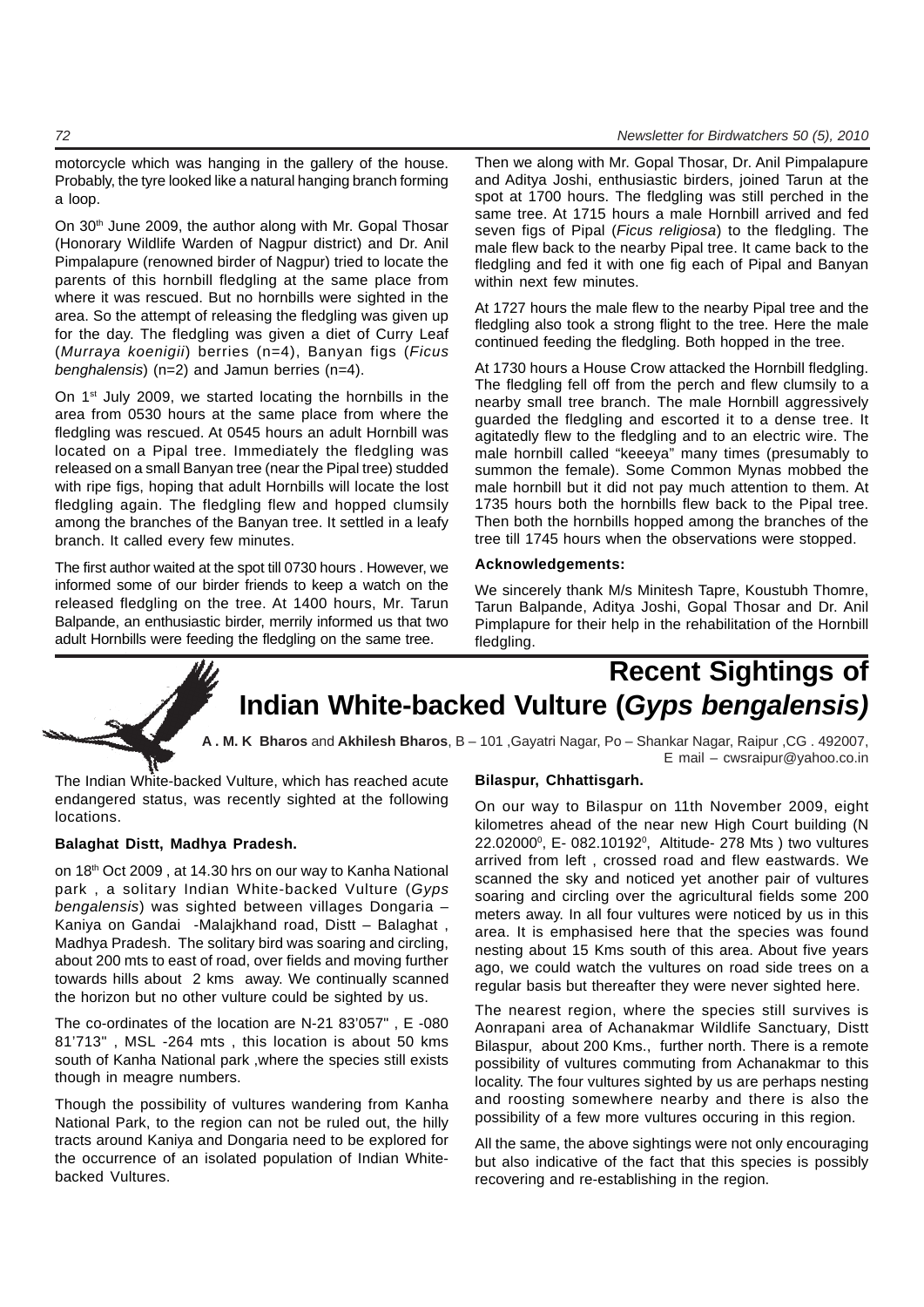motorcycle which was hanging in the gallery of the house. Probably, the tyre looked like a natural hanging branch forming a loop.

On 30th June 2009, the author along with Mr. Gopal Thosar (Honorary Wildlife Warden of Nagpur district) and Dr. Anil Pimpalapure (renowned birder of Nagpur) tried to locate the parents of this hornbill fledgling at the same place from where it was rescued. But no hornbills were sighted in the area. So the attempt of releasing the fledgling was given up for the day. The fledgling was given a diet of Curry Leaf (*Murraya koenigii*) berries (n=4), Banyan figs (*Ficus benghalensis*) (n=2) and Jamun berries (n=4).

On 1st July 2009, we started locating the hornbills in the area from 0530 hours at the same place from where the fledgling was rescued. At 0545 hours an adult Hornbill was located on a Pipal tree. Immediately the fledgling was released on a small Banyan tree (near the Pipal tree) studded with ripe figs, hoping that adult Hornbills will locate the lost fledgling again. The fledgling flew and hopped clumsily among the branches of the Banyan tree. It settled in a leafy branch. It called every few minutes.

The first author waited at the spot till 0730 hours . However, we informed some of our birder friends to keep a watch on the released fledgling on the tree. At 1400 hours, Mr. Tarun Balpande, an enthusiastic birder, merrily informed us that two adult Hornbills were feeding the fledgling on the same tree.

Then we along with Mr. Gopal Thosar, Dr. Anil Pimpalapure and Aditya Joshi, enthusiastic birders, joined Tarun at the spot at 1700 hours. The fledgling was still perched in the same tree. At 1715 hours a male Hornbill arrived and fed seven figs of Pipal (*Ficus religiosa*) to the fledgling. The male flew back to the nearby Pipal tree. It came back to the fledgling and fed it with one fig each of Pipal and Banyan within next few minutes.

At 1727 hours the male flew to the nearby Pipal tree and the fledgling also took a strong flight to the tree. Here the male continued feeding the fledgling. Both hopped in the tree.

At 1730 hours a House Crow attacked the Hornbill fledgling. The fledgling fell off from the perch and flew clumsily to a nearby small tree branch. The male Hornbill aggressively guarded the fledgling and escorted it to a dense tree. It agitatedly flew to the fledgling and to an electric wire. The male hornbill called "keeeya" many times (presumably to summon the female). Some Common Mynas mobbed the male hornbill but it did not pay much attention to them. At 1735 hours both the hornbills flew back to the Pipal tree. Then both the hornbills hopped among the branches of the tree till 1745 hours when the observations were stopped.

**Acknowledgements:**

We sincerely thank M/s Minitesh Tapre, Koustubh Thomre, Tarun Balpande, Aditya Joshi, Gopal Thosar and Dr. Anil Pimplapure for their help in the rehabilitation of the Hornbill fledgling.

# Recent Sightings of Indian White-backed Vulture (*Gyps bengalensis)*

**A . M. K Bharos** and **Akhilesh Bharos**, B – 101 ,Gayatri Nagar, Po – Shankar Nagar, Raipur ,CG . 492007, E mail – cwsraipur@yahoo.co.in

The Indian White-backed Vulture, which has reached acute endangered status, was recently sighted at the following locations.

**Balaghat Distt, Madhya Pradesh.**

on 18th Oct 2009 , at 14.30 hrs on our way to Kanha National park , a solitary Indian White-backed Vulture (*Gyps bengalensis*) was sighted between villages Dongaria – Kaniya on Gandai -Malajkhand road, Distt – Balaghat , Madhya Pradesh. The solitary bird was soaring and circling, about 200 mts to east of road, over fields and moving further towards hills about 2 kms away. We continually scanned the horizon but no other vulture could be sighted by us.

The co-ordinates of the location are N-21 83'057" , E -080 81'713" , MSL -264 mts , this location is about 50 kms south of Kanha National park ,where the species still exists though in meagre numbers.

Though the possibility of vultures wandering from Kanha National Park, to the region can not be ruled out, the hilly tracts around Kaniya and Dongaria need to be explored for the occurrence of an isolated population of Indian White-backed Vultures.

**Bilaspur, Chhattisgarh.**

On our way to Bilaspur on 11th November 2009, eight kilometres ahead of the near new High Court building (N 22.02000$^0$, E- 082.10192$^0$, Altitude- 278 Mts ) two vultures arrived from left , crossed road and flew eastwards. We scanned the sky and noticed yet another pair of vultures soaring and circling over the agricultural fields some 200 meters away. In all four vultures were noticed by us in this area. It is emphasised here that the species was found nesting about 15 Kms south of this area. About five years ago, we could watch the vultures on road side trees on a regular basis but thereafter they were never sighted here.

The nearest region, where the species still survives is Aonrapani area of Achanakmar Wildlife Sanctuary, Distt Bilaspur, about 200 Kms., further north. There is a remote possibility of vultures commuting from Achanakmar to this locality. The four vultures sighted by us are perhaps nesting and roosting somewhere nearby and there is also the possibility of a few more vultures occuring in this region.

All the same, the above sightings were not only encouraging but also indicative of the fact that this species is possibly recovering and re-establishing in the region.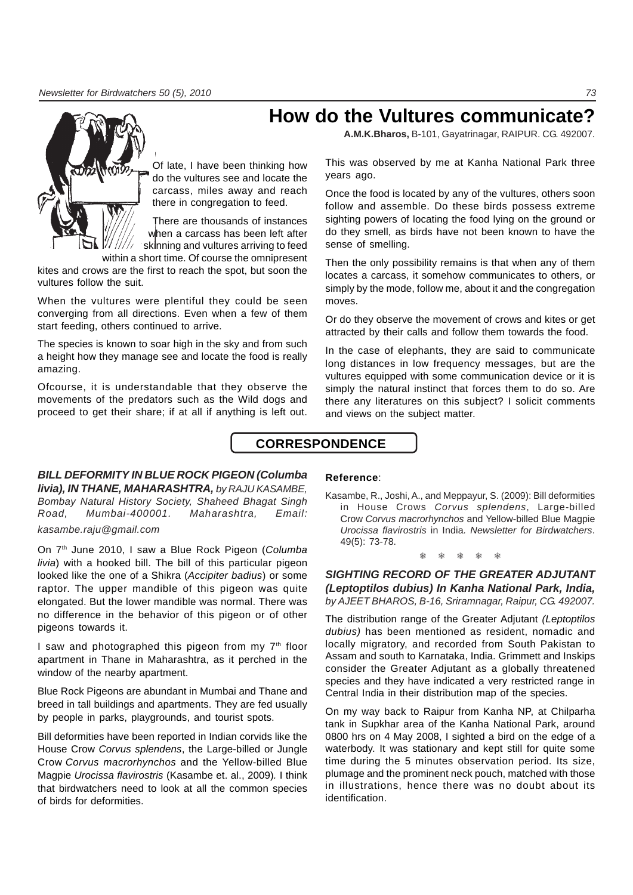# How do the Vultures communicate?

**A.M.K.Bharos,** B-101, Gayatrinagar, RAIPUR. CG. 492007.

Of late, I have been thinking how do the vultures see and locate the carcass, miles away and reach there in congregation to feed.

There are thousands of instances when a carcass has been left after skinning and vultures arriving to feed within a short time. Of course the omnipresent kites and crows are the first to reach the spot, but soon the vultures follow the suit.

When the vultures were plentiful they could be seen converging from all directions. Even when a few of them start feeding, others continued to arrive.

The species is known to soar high in the sky and from such a height how they manage see and locate the food is really amazing.

Ofcourse, it is understandable that they observe the movements of the predators such as the Wild dogs and proceed to get their share; if at all if anything is left out. This was observed by me at Kanha National Park three years ago.

Once the food is located by any of the vultures, others soon follow and assemble. Do these birds possess extreme sighting powers of locating the food lying on the ground or do they smell, as birds have not been known to have the sense of smelling.

Then the only possibility remains is that when any of them locates a carcass, it somehow communicates to others, or simply by the mode, follow me, about it and the congregation moves.

Or do they observe the movement of crows and kites or get attracted by their calls and follow them towards the food.

In the case of elephants, they are said to communicate long distances in low frequency messages, but are the vultures equipped with some communication device or it is simply the natural instinct that forces them to do so. Are there any literatures on this subject? I solicit comments and views on the subject matter.

## CORRESPONDENCE

***BILL DEFORMITY IN BLUE ROCK PIGEON (Columba livia), IN THANE, MAHARASHTRA,*** *by RAJU KASAMBE, Bombay Natural History Society, Shaheed Bhagat Singh Road, Mumbai-400001. Maharashtra, Email: kasambe.raju@gmail.com*

On 7th June 2010, I saw a Blue Rock Pigeon (*Columba livia*) with a hooked bill. The bill of this particular pigeon looked like the one of a Shikra (*Accipiter badius*) or some raptor. The upper mandible of this pigeon was quite elongated. But the lower mandible was normal. There was no difference in the behavior of this pigeon or of other pigeons towards it.

I saw and photographed this pigeon from my 7th floor apartment in Thane in Maharashtra, as it perched in the window of the nearby apartment.

Blue Rock Pigeons are abundant in Mumbai and Thane and breed in tall buildings and apartments. They are fed usually by people in parks, playgrounds, and tourist spots.

Bill deformities have been reported in Indian corvids like the House Crow *Corvus splendens*, the Large-billed or Jungle Crow *Corvus macrorhynchos* and the Yellow-billed Blue Magpie *Urocissa flavirostris* (Kasambe et. al., 2009). I think that birdwatchers need to look at all the common species of birds for deformities.

**Reference**:

Kasambe, R., Joshi, A., and Meppayur, S. (2009): Bill deformities in House Crows *Corvus splendens*, Large-billed Crow *Corvus macrorhynchos* and Yellow-billed Blue Magpie *Urocissa flavirostris* in India. *Newsletter for Birdwatchers*. 49(5): 73-78.

❄ ❄ ❄ ❄ ❄

***SIGHTING RECORD OF THE GREATER ADJUTANT (Leptoptilos dubius) In Kanha National Park, India,*** *by AJEET BHAROS, B-16, Sriramnagar, Raipur, CG. 492007.*

The distribution range of the Greater Adjutant *(Leptoptilos dubius)* has been mentioned as resident, nomadic and locally migratory, and recorded from South Pakistan to Assam and south to Karnataka, India. Grimmett and Inskips consider the Greater Adjutant as a globally threatened species and they have indicated a very restricted range in Central India in their distribution map of the species.

On my way back to Raipur from Kanha NP, at Chilparha tank in Supkhar area of the Kanha National Park, around 0800 hrs on 4 May 2008, I sighted a bird on the edge of a waterbody. It was stationary and kept still for quite some time during the 5 minutes observation period. Its size, plumage and the prominent neck pouch, matched with those in illustrations, hence there was no doubt about its identification.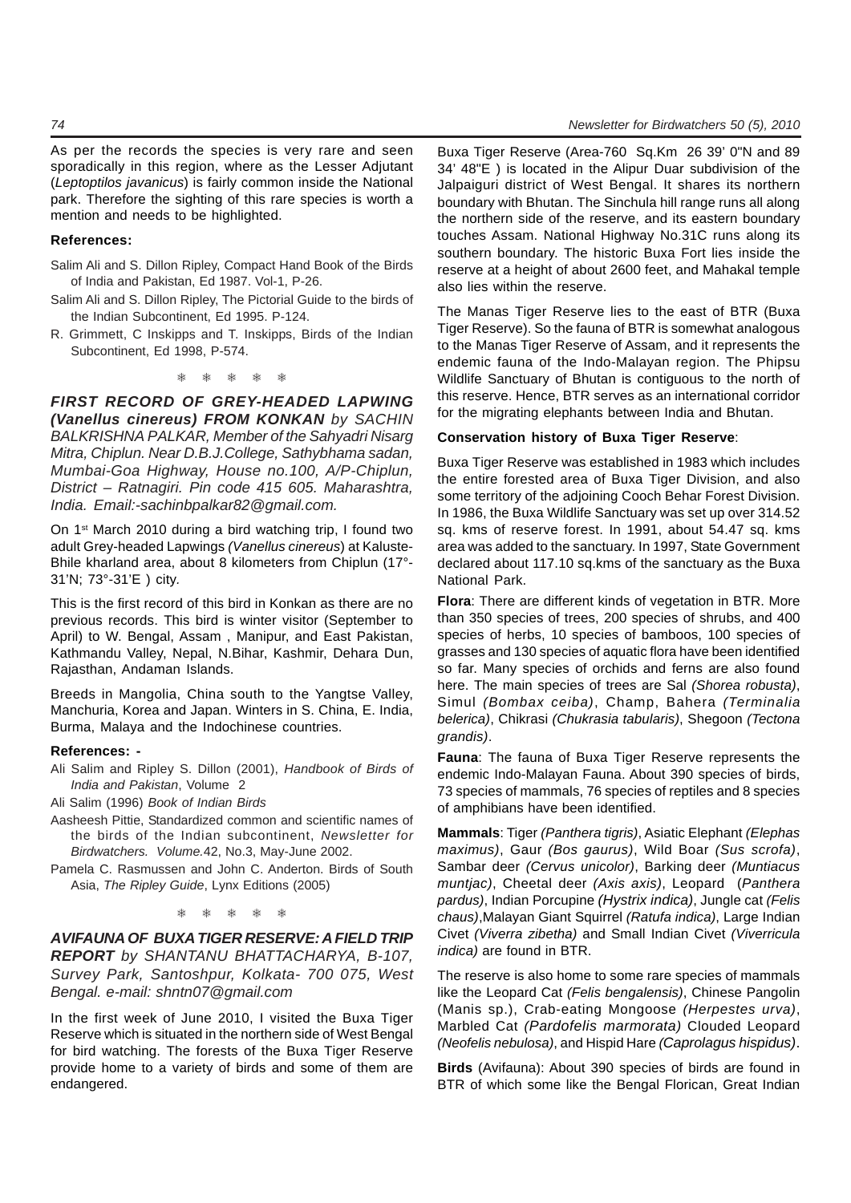As per the records the species is very rare and seen sporadically in this region, where as the Lesser Adjutant (*Leptoptilos javanicus*) is fairly common inside the National park. Therefore the sighting of this rare species is worth a mention and needs to be highlighted.

**References:**

Salim Ali and S. Dillon Ripley, Compact Hand Book of the Birds of India and Pakistan, Ed 1987. Vol-1, P-26.

Salim Ali and S. Dillon Ripley, The Pictorial Guide to the birds of the Indian Subcontinent, Ed 1995. P-124.

R. Grimmett, C Inskipps and T. Inskipps, Birds of the Indian Subcontinent, Ed 1998, P-574.

❋ ❋ ❋ ❋ ❋

***FIRST RECORD OF GREY-HEADED LAPWING (Vanellus cinereus) FROM KONKAN*** *by SACHIN BALKRISHNA PALKAR, Member of the Sahyadri Nisarg Mitra, Chiplun. Near D.B.J.College, Sathybhama sadan, Mumbai-Goa Highway, House no.100, A/P-Chiplun, District – Ratnagiri. Pin code 415 605. Maharashtra, India. Email:-sachinbpalkar82@gmail.com.*

On 1st March 2010 during a bird watching trip, I found two adult Grey-headed Lapwings *(Vanellus cinereus*) at Kaluste-Bhile kharland area, about 8 kilometers from Chiplun (17°-31'N; 73°-31'E ) city.

This is the first record of this bird in Konkan as there are no previous records. This bird is winter visitor (September to April) to W. Bengal, Assam , Manipur, and East Pakistan, Kathmandu Valley, Nepal, N.Bihar, Kashmir, Dehara Dun, Rajasthan, Andaman Islands.

Breeds in Mangolia, China south to the Yangtse Valley, Manchuria, Korea and Japan. Winters in S. China, E. India, Burma, Malaya and the Indochinese countries.

**References: -**

Ali Salim and Ripley S. Dillon (2001), *Handbook of Birds of India and Pakistan*, Volume 2

Ali Salim (1996) *Book of Indian Birds*

Aasheesh Pittie, Standardized common and scientific names of the birds of the Indian subcontinent, *Newsletter for Birdwatchers. Volume.*42, No.3, May-June 2002.

Pamela C. Rasmussen and John C. Anderton. Birds of South Asia, *The Ripley Guide*, Lynx Editions (2005)

❋ ❋ ❋ ❋ ❋

***AVIFAUNA OF BUXA TIGER RESERVE: A FIELD TRIP REPORT*** *by SHANTANU BHATTACHARYA, B-107, Survey Park, Santoshpur, Kolkata- 700 075, West Bengal. e-mail: shntn07@gmail.com*

In the first week of June 2010, I visited the Buxa Tiger Reserve which is situated in the northern side of West Bengal for bird watching. The forests of the Buxa Tiger Reserve provide home to a variety of birds and some of them are endangered.

Buxa Tiger Reserve (Area-760 Sq.Km 26 39' 0"N and 89 34' 48"E ) is located in the Alipur Duar subdivision of the Jalpaiguri district of West Bengal. It shares its northern boundary with Bhutan. The Sinchula hill range runs all along the northern side of the reserve, and its eastern boundary touches Assam. National Highway No.31C runs along its southern boundary. The historic Buxa Fort lies inside the reserve at a height of about 2600 feet, and Mahakal temple also lies within the reserve.

The Manas Tiger Reserve lies to the east of BTR (Buxa Tiger Reserve). So the fauna of BTR is somewhat analogous to the Manas Tiger Reserve of Assam, and it represents the endemic fauna of the Indo-Malayan region. The Phipsu Wildlife Sanctuary of Bhutan is contiguous to the north of this reserve. Hence, BTR serves as an international corridor for the migrating elephants between India and Bhutan.

**Conservation history of Buxa Tiger Reserve**:

Buxa Tiger Reserve was established in 1983 which includes the entire forested area of Buxa Tiger Division, and also some territory of the adjoining Cooch Behar Forest Division. In 1986, the Buxa Wildlife Sanctuary was set up over 314.52 sq. kms of reserve forest. In 1991, about 54.47 sq. kms area was added to the sanctuary. In 1997, State Government declared about 117.10 sq.kms of the sanctuary as the Buxa National Park.

**Flora**: There are different kinds of vegetation in BTR. More than 350 species of trees, 200 species of shrubs, and 400 species of herbs, 10 species of bamboos, 100 species of grasses and 130 species of aquatic flora have been identified so far. Many species of orchids and ferns are also found here. The main species of trees are Sal *(Shorea robusta)*, Simul *(Bombax ceiba)*, Champ, Bahera *(Terminalia belerica)*, Chikrasi *(Chukrasia tabularis)*, Shegoon *(Tectona grandis)*.

**Fauna**: The fauna of Buxa Tiger Reserve represents the endemic Indo-Malayan Fauna. About 390 species of birds, 73 species of mammals, 76 species of reptiles and 8 species of amphibians have been identified.

**Mammals**: Tiger *(Panthera tigris)*, Asiatic Elephant *(Elephas maximus)*, Gaur *(Bos gaurus)*, Wild Boar *(Sus scrofa)*, Sambar deer *(Cervus unicolor)*, Barking deer *(Muntiacus muntjac)*, Cheetal deer *(Axis axis)*, Leopard (*Panthera pardus)*, Indian Porcupine *(Hystrix indica)*, Jungle cat *(Felis chaus)*,Malayan Giant Squirrel *(Ratufa indica)*, Large Indian Civet *(Viverra zibetha)* and Small Indian Civet *(Viverricula indica)* are found in BTR.

The reserve is also home to some rare species of mammals like the Leopard Cat *(Felis bengalensis)*, Chinese Pangolin (Manis sp.), Crab-eating Mongoose *(Herpestes urva)*, Marbled Cat *(Pardofelis marmorata)* Clouded Leopard *(Neofelis nebulosa)*, and Hispid Hare *(Caprolagus hispidus)*.

**Birds** (Avifauna): About 390 species of birds are found in BTR of which some like the Bengal Florican, Great Indian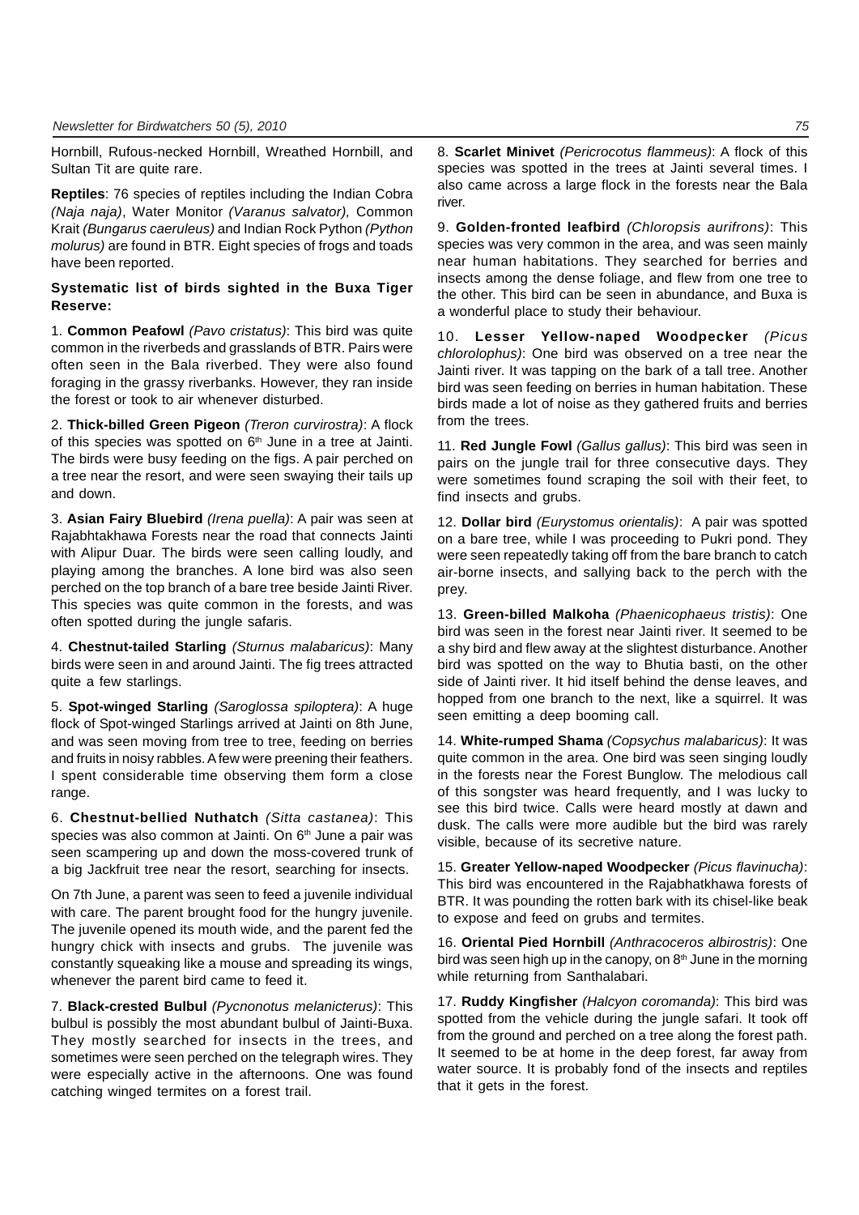Hornbill, Rufous-necked Hornbill, Wreathed Hornbill, and Sultan Tit are quite rare.

**Reptiles**: 76 species of reptiles including the Indian Cobra *(Naja naja)*, Water Monitor *(Varanus salvator),* Common Krait *(Bungarus caeruleus)* and Indian Rock Python *(Python molurus)* are found in BTR. Eight species of frogs and toads have been reported.

**Systematic list of birds sighted in the Buxa Tiger Reserve:**

1. **Common Peafowl** *(Pavo cristatus)*: This bird was quite common in the riverbeds and grasslands of BTR. Pairs were often seen in the Bala riverbed. They were also found foraging in the grassy riverbanks. However, they ran inside the forest or took to air whenever disturbed.

2. **Thick-billed Green Pigeon** *(Treron curvirostra)*: A flock of this species was spotted on 6th June in a tree at Jainti. The birds were busy feeding on the figs. A pair perched on a tree near the resort, and were seen swaying their tails up and down.

3. **Asian Fairy Bluebird** *(Irena puella)*: A pair was seen at Rajabhtakhawa Forests near the road that connects Jainti with Alipur Duar. The birds were seen calling loudly, and playing among the branches. A lone bird was also seen perched on the top branch of a bare tree beside Jainti River. This species was quite common in the forests, and was often spotted during the jungle safaris.

4. **Chestnut-tailed Starling** *(Sturnus malabaricus)*: Many birds were seen in and around Jainti. The fig trees attracted quite a few starlings.

5. **Spot-winged Starling** *(Saroglossa spiloptera)*: A huge flock of Spot-winged Starlings arrived at Jainti on 8th June, and was seen moving from tree to tree, feeding on berries and fruits in noisy rabbles. A few were preening their feathers. I spent considerable time observing them form a close range.

6. **Chestnut-bellied Nuthatch** *(Sitta castanea)*: This species was also common at Jainti. On 6th June a pair was seen scampering up and down the moss-covered trunk of a big Jackfruit tree near the resort, searching for insects.

On 7th June, a parent was seen to feed a juvenile individual with care. The parent brought food for the hungry juvenile. The juvenile opened its mouth wide, and the parent fed the hungry chick with insects and grubs. The juvenile was constantly squeaking like a mouse and spreading its wings, whenever the parent bird came to feed it.

7. **Black-crested Bulbul** *(Pycnonotus melanicterus)*: This bulbul is possibly the most abundant bulbul of Jainti-Buxa. They mostly searched for insects in the trees, and sometimes were seen perched on the telegraph wires. They were especially active in the afternoons. One was found catching winged termites on a forest trail.

8. **Scarlet Minivet** *(Pericrocotus flammeus)*: A flock of this species was spotted in the trees at Jainti several times. I also came across a large flock in the forests near the Bala river.

9. **Golden-fronted leafbird** *(Chloropsis aurifrons)*: This species was very common in the area, and was seen mainly near human habitations. They searched for berries and insects among the dense foliage, and flew from one tree to the other. This bird can be seen in abundance, and Buxa is a wonderful place to study their behaviour.

10. **Lesser Yellow-naped Woodpecker** *(Picus chlorolophus)*: One bird was observed on a tree near the Jainti river. It was tapping on the bark of a tall tree. Another bird was seen feeding on berries in human habitation. These birds made a lot of noise as they gathered fruits and berries from the trees.

11. **Red Jungle Fowl** *(Gallus gallus)*: This bird was seen in pairs on the jungle trail for three consecutive days. They were sometimes found scraping the soil with their feet, to find insects and grubs.

12. **Dollar bird** *(Eurystomus orientalis)*: A pair was spotted on a bare tree, while I was proceeding to Pukri pond. They were seen repeatedly taking off from the bare branch to catch air-borne insects, and sallying back to the perch with the prey.

13. **Green-billed Malkoha** *(Phaenicophaeus tristis)*: One bird was seen in the forest near Jainti river. It seemed to be a shy bird and flew away at the slightest disturbance. Another bird was spotted on the way to Bhutia basti, on the other side of Jainti river. It hid itself behind the dense leaves, and hopped from one branch to the next, like a squirrel. It was seen emitting a deep booming call.

14. **White-rumped Shama** *(Copsychus malabaricus)*: It was quite common in the area. One bird was seen singing loudly in the forests near the Forest Bunglow. The melodious call of this songster was heard frequently, and I was lucky to see this bird twice. Calls were heard mostly at dawn and dusk. The calls were more audible but the bird was rarely visible, because of its secretive nature.

15. **Greater Yellow-naped Woodpecker** *(Picus flavinucha)*: This bird was encountered in the Rajabhatkhawa forests of BTR. It was pounding the rotten bark with its chisel-like beak to expose and feed on grubs and termites.

16. **Oriental Pied Hornbill** *(Anthracoceros albirostris)*: One bird was seen high up in the canopy, on 8th June in the morning while returning from Santhalabari.

17. **Ruddy Kingfisher** *(Halcyon coromanda)*: This bird was spotted from the vehicle during the jungle safari. It took off from the ground and perched on a tree along the forest path. It seemed to be at home in the deep forest, far away from water source. It is probably fond of the insects and reptiles that it gets in the forest.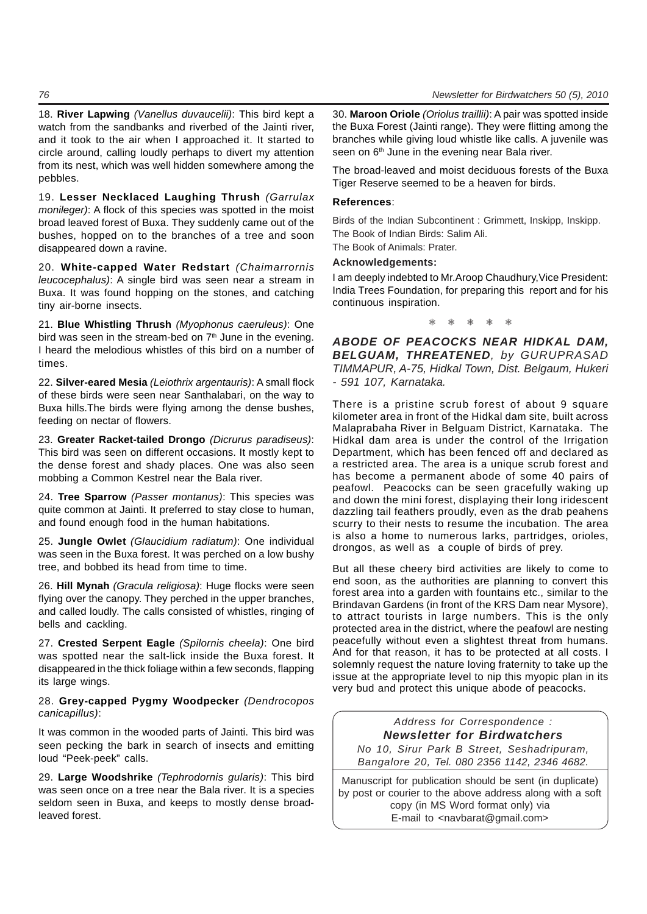18. **River Lapwing** *(Vanellus duvaucelii)*: This bird kept a watch from the sandbanks and riverbed of the Jainti river, and it took to the air when I approached it. It started to circle around, calling loudly perhaps to divert my attention from its nest, which was well hidden somewhere among the pebbles.

19. **Lesser Necklaced Laughing Thrush** *(Garrulax monileger)*: A flock of this species was spotted in the moist broad leaved forest of Buxa. They suddenly came out of the bushes, hopped on to the branches of a tree and soon disappeared down a ravine.

20. **White-capped Water Redstart** *(Chaimarrornis leucocephalus)*: A single bird was seen near a stream in Buxa. It was found hopping on the stones, and catching tiny air-borne insects.

21. **Blue Whistling Thrush** *(Myophonus caeruleus)*: One bird was seen in the stream-bed on 7th June in the evening. I heard the melodious whistles of this bird on a number of times.

22. **Silver-eared Mesia** *(Leiothrix argentauris)*: A small flock of these birds were seen near Santhalabari, on the way to Buxa hills.The birds were flying among the dense bushes, feeding on nectar of flowers.

23. **Greater Racket-tailed Drongo** *(Dicrurus paradiseus)*: This bird was seen on different occasions. It mostly kept to the dense forest and shady places. One was also seen mobbing a Common Kestrel near the Bala river.

24. **Tree Sparrow** *(Passer montanus)*: This species was quite common at Jainti. It preferred to stay close to human, and found enough food in the human habitations.

25. **Jungle Owlet** *(Glaucidium radiatum)*: One individual was seen in the Buxa forest. It was perched on a low bushy tree, and bobbed its head from time to time.

26. **Hill Mynah** *(Gracula religiosa)*: Huge flocks were seen flying over the canopy. They perched in the upper branches, and called loudly. The calls consisted of whistles, ringing of bells and cackling.

27. **Crested Serpent Eagle** *(Spilornis cheela)*: One bird was spotted near the salt-lick inside the Buxa forest. It disappeared in the thick foliage within a few seconds, flapping its large wings.

28. **Grey-capped Pygmy Woodpecker** *(Dendrocopos canicapillus)*:

It was common in the wooded parts of Jainti. This bird was seen pecking the bark in search of insects and emitting loud "Peek-peek" calls.

29. **Large Woodshrike** *(Tephrodornis gularis)*: This bird was seen once on a tree near the Bala river. It is a species seldom seen in Buxa, and keeps to mostly dense broad-leaved forest.

30. **Maroon Oriole** *(Oriolus traillii)*: A pair was spotted inside the Buxa Forest (Jainti range). They were flitting among the branches while giving loud whistle like calls. A juvenile was seen on 6th June in the evening near Bala river.

The broad-leaved and moist deciduous forests of the Buxa Tiger Reserve seemed to be a heaven for birds.

**References**:

Birds of the Indian Subcontinent : Grimmett, Inskipp, Inskipp.

The Book of Indian Birds: Salim Ali.

The Book of Animals: Prater.

**Acknowledgements:**

I am deeply indebted to Mr.Aroop Chaudhury,Vice President: India Trees Foundation, for preparing this report and for his continuous inspiration.

\* \* \* \* \*

***ABODE OF PEACOCKS NEAR HIDKAL DAM, BELGUAM, THREATENED****, by GURUPRASAD TIMMAPUR, A-75, Hidkal Town, Dist. Belgaum, Hukeri - 591 107, Karnataka.*

There is a pristine scrub forest of about 9 square kilometer area in front of the Hidkal dam site, built across Malaprabaha River in Belguam District, Karnataka. The Hidkal dam area is under the control of the Irrigation Department, which has been fenced off and declared as a restricted area. The area is a unique scrub forest and has become a permanent abode of some 40 pairs of peafowl. Peacocks can be seen gracefully waking up and down the mini forest, displaying their long iridescent dazzling tail feathers proudly, even as the drab peahens scurry to their nests to resume the incubation. The area is also a home to numerous larks, partridges, orioles, drongos, as well as a couple of birds of prey.

But all these cheery bird activities are likely to come to end soon, as the authorities are planning to convert this forest area into a garden with fountains etc., similar to the Brindavan Gardens (in front of the KRS Dam near Mysore), to attract tourists in large numbers. This is the only protected area in the district, where the peafowl are nesting peacefully without even a slightest threat from humans. And for that reason, it has to be protected at all costs. I solemnly request the nature loving fraternity to take up the issue at the appropriate level to nip this myopic plan in its very bud and protect this unique abode of peacocks.

*Address for Correspondence :*

***Newsletter for Birdwatchers***

*No 10, Sirur Park B Street, Seshadripuram, Bangalore 20, Tel. 080 2356 1142, 2346 4682.*

Manuscript for publication should be sent (in duplicate) by post or courier to the above address along with a soft copy (in MS Word format only) via E-mail to <navbarat@gmail.com>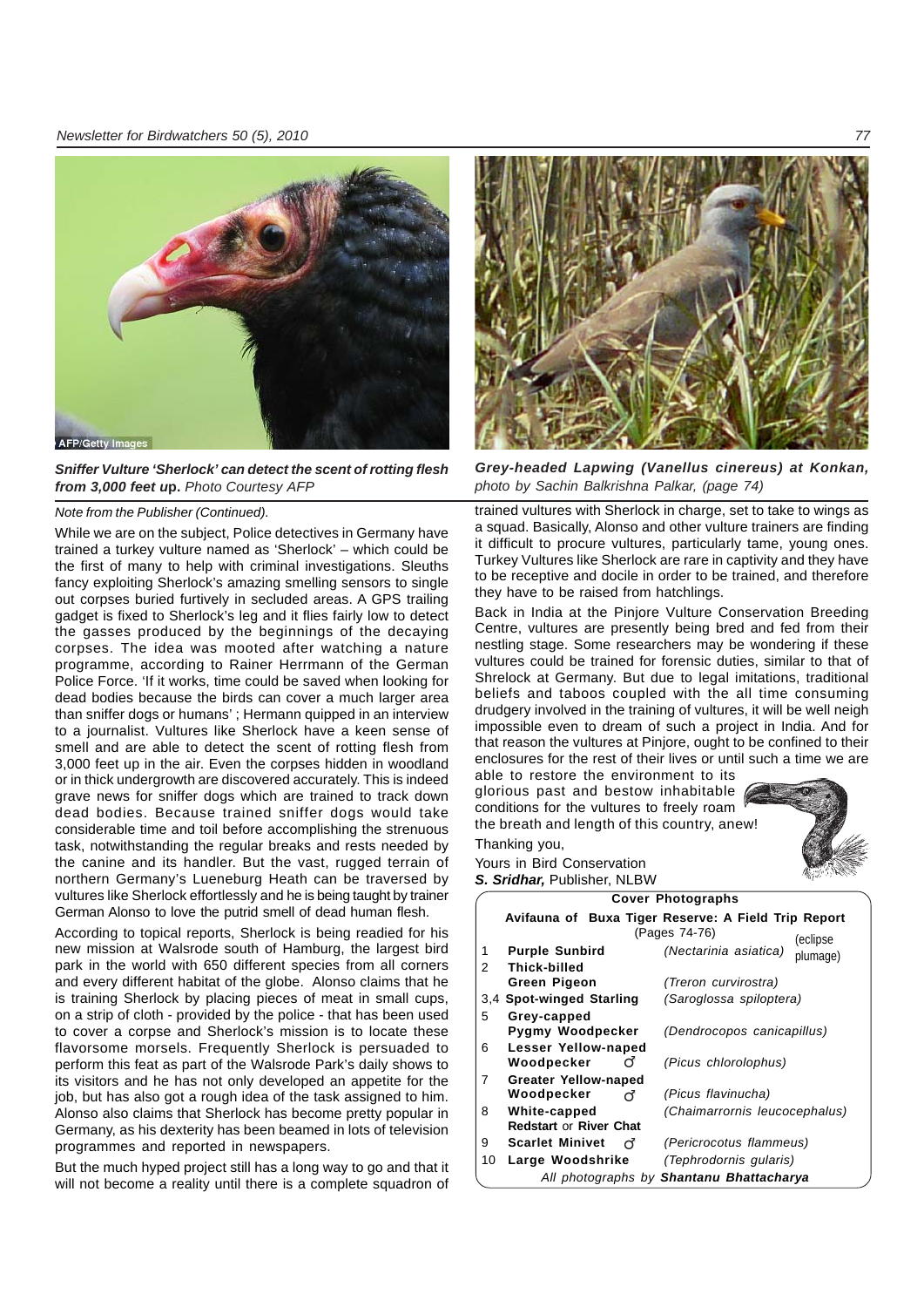***Sniffer Vulture 'Sherlock' can detect the scent of rotting flesh from 3,000 feet up.*** *Photo Courtesy AFP*

***Grey-headed Lapwing (Vanellus cinereus) at Konkan,*** *photo by Sachin Balkrishna Palkar, (page 74)*

*Note from the Publisher (Continued).*

While we are on the subject, Police detectives in Germany have trained a turkey vulture named as 'Sherlock' – which could be the first of many to help with criminal investigations. Sleuths fancy exploiting Sherlock's amazing smelling sensors to single out corpses buried furtively in secluded areas. A GPS trailing gadget is fixed to Sherlock's leg and it flies fairly low to detect the gasses produced by the beginnings of the decaying corpses. The idea was mooted after watching a nature programme, according to Rainer Herrmann of the German Police Force. 'If it works, time could be saved when looking for dead bodies because the birds can cover a much larger area than sniffer dogs or humans' ; Hermann quipped in an interview to a journalist. Vultures like Sherlock have a keen sense of smell and are able to detect the scent of rotting flesh from 3,000 feet up in the air. Even the corpses hidden in woodland or in thick undergrowth are discovered accurately. This is indeed grave news for sniffer dogs which are trained to track down dead bodies. Because trained sniffer dogs would take considerable time and toil before accomplishing the strenuous task, notwithstanding the regular breaks and rests needed by the canine and its handler. But the vast, rugged terrain of northern Germany's Lueneburg Heath can be traversed by vultures like Sherlock effortlessly and he is being taught by trainer German Alonso to love the putrid smell of dead human flesh.

According to topical reports, Sherlock is being readied for his new mission at Walsrode south of Hamburg, the largest bird park in the world with 650 different species from all corners and every different habitat of the globe. Alonso claims that he is training Sherlock by placing pieces of meat in small cups, on a strip of cloth - provided by the police - that has been used to cover a corpse and Sherlock's mission is to locate these flavorsome morsels. Frequently Sherlock is persuaded to perform this feat as part of the Walsrode Park's daily shows to its visitors and he has not only developed an appetite for the job, but has also got a rough idea of the task assigned to him. Alonso also claims that Sherlock has become pretty popular in Germany, as his dexterity has been beamed in lots of television programmes and reported in newspapers.

But the much hyped project still has a long way to go and that it will not become a reality until there is a complete squadron of trained vultures with Sherlock in charge, set to take to wings as a squad. Basically, Alonso and other vulture trainers are finding it difficult to procure vultures, particularly tame, young ones. Turkey Vultures like Sherlock are rare in captivity and they have to be receptive and docile in order to be trained, and therefore they have to be raised from hatchlings.

Back in India at the Pinjore Vulture Conservation Breeding Centre, vultures are presently being bred and fed from their nestling stage. Some researchers may be wondering if these vultures could be trained for forensic duties, similar to that of Shrelock at Germany. But due to legal imitations, traditional beliefs and taboos coupled with the all time consuming drudgery involved in the training of vultures, it will be well neigh impossible even to dream of such a project in India. And for that reason the vultures at Pinjore, ought to be confined to their enclosures for the rest of their lives or until such a time we are able to restore the environment to its glorious past and bestow inhabitable conditions for the vultures to freely roam the breath and length of this country, anew!

Thanking you,

Yours in Bird Conservation
***S. Sridhar,*** Publisher, NLBW

**Cover Photographs**

**Avifauna of Buxa Tiger Reserve: A Field Trip Report** (Pages 74-76)

| | | |
|---|---|---|
| 1 | **Purple Sunbird** | *(Nectarinia asiatica)* (eclipse plumage) |
| 2 | **Thick-billed Green Pigeon** | *(Treron curvirostra)* |
| 3,4 | **Spot-winged Starling** | *(Saroglossa spiloptera)* |
| 5 | **Grey-capped Pygmy Woodpecker** | *(Dendrocopos canicapillus)* |
| 6 | **Lesser Yellow-naped Woodpecker** ♂ | *(Picus chlorolophus)* |
| 7 | **Greater Yellow-naped Woodpecker** ♂ | *(Picus flavinucha)* |
| 8 | **White-capped Redstart** or **River Chat** | *(Chaimarrornis leucocephalus)* |
| 9 | **Scarlet Minivet** ♂ | *(Pericrocotus flammeus)* |
| 10 | **Large Woodshrike** | *(Tephrodornis gularis)* |

*All photographs by* ***Shantanu Bhattacharya***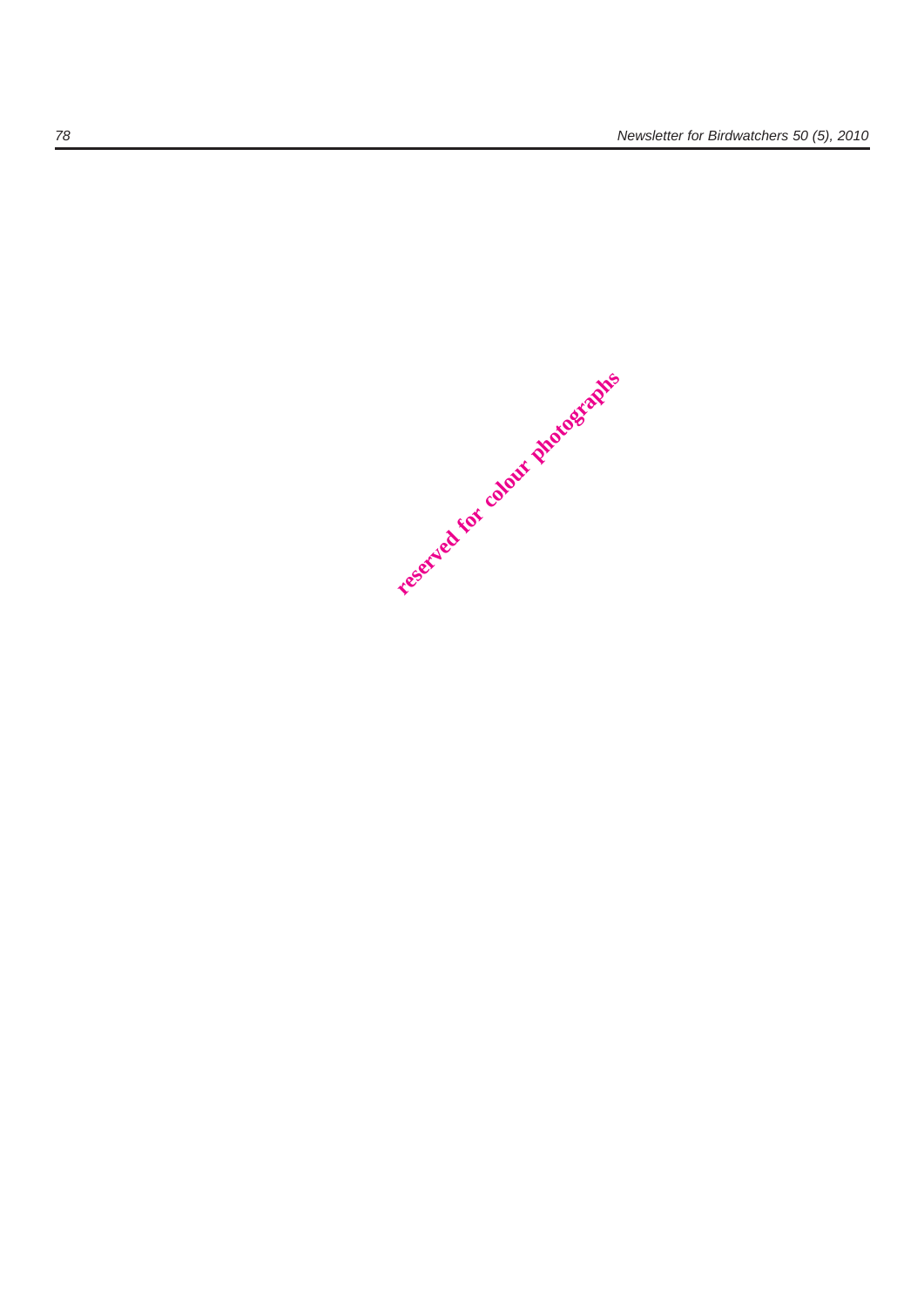reserved for colour photographs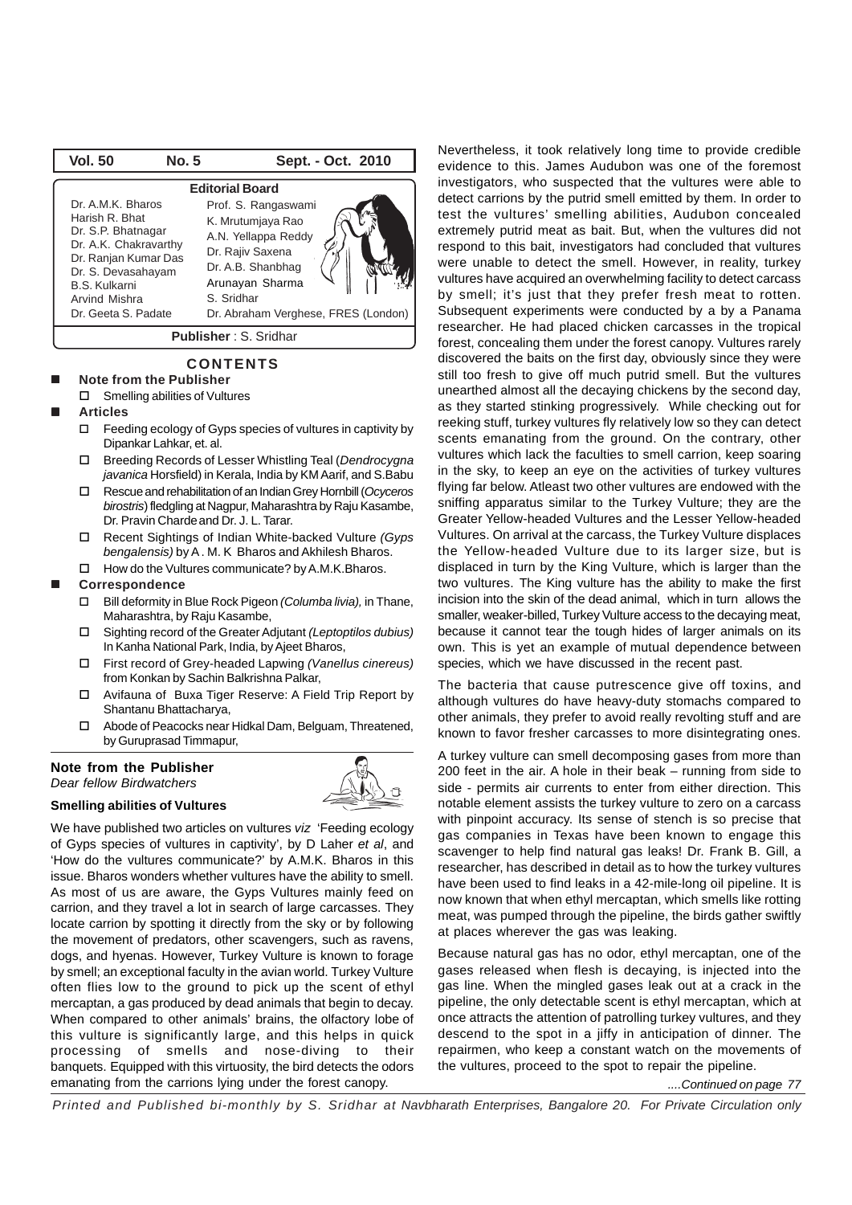**Vol. 50 No. 5 Sept. - Oct. 2010**

**Editorial Board**

Dr. A.M.K. Bharos
Harish R. Bhat
Dr. S.P. Bhatnagar
Dr. A.K. Chakravarthy
Dr. Ranjan Kumar Das
Dr. S. Devasahayam
B.S. Kulkarni
Arvind Mishra
Dr. Geeta S. Padate

Prof. S. Rangaswami
K. Mrutumjaya Rao
A.N. Yellappa Reddy
Dr. Rajiv Saxena
Dr. A.B. Shanbhag
Arunayan Sharma
S. Sridhar
Dr. Abraham Verghese, FRES (London)

**Publisher** : S. Sridhar

## CONTENTS

- **Note from the Publisher**
  - Smelling abilities of Vultures
- **Articles**
  - Feeding ecology of Gyps species of vultures in captivity by Dipankar Lahkar, et. al.
  - Breeding Records of Lesser Whistling Teal (*Dendrocygna javanica* Horsfield) in Kerala, India by KM Aarif, and S.Babu
  - Rescue and rehabilitation of an Indian Grey Hornbill (*Ocyceros birostris*) fledgling at Nagpur, Maharashtra by Raju Kasambe, Dr. Pravin Charde and Dr. J. L. Tarar.
  - Recent Sightings of Indian White-backed Vulture *(Gyps bengalensis)* by A . M. K Bharos and Akhilesh Bharos.
  - How do the Vultures communicate? by A.M.K.Bharos.
- **Correspondence**
  - Bill deformity in Blue Rock Pigeon *(Columba livia),* in Thane, Maharashtra, by Raju Kasambe,
  - Sighting record of the Greater Adjutant *(Leptoptilos dubius)* In Kanha National Park, India, by Ajeet Bharos,
  - First record of Grey-headed Lapwing *(Vanellus cinereus)* from Konkan by Sachin Balkrishna Palkar,
  - Avifauna of Buxa Tiger Reserve: A Field Trip Report by Shantanu Bhattacharya,
  - Abode of Peacocks near Hidkal Dam, Belguam, Threatened, by Guruprasad Timmapur,

## Note from the Publisher

*Dear fellow Birdwatchers*

### Smelling abilities of Vultures

We have published two articles on vultures *viz* 'Feeding ecology of Gyps species of vultures in captivity', by D Laher *et al*, and 'How do the vultures communicate?' by A.M.K. Bharos in this issue. Bharos wonders whether vultures have the ability to smell. As most of us are aware, the Gyps Vultures mainly feed on carrion, and they travel a lot in search of large carcasses. They locate carrion by spotting it directly from the sky or by following the movement of predators, other scavengers, such as ravens, dogs, and hyenas. However, Turkey Vulture is known to forage by smell; an exceptional faculty in the avian world. Turkey Vulture often flies low to the ground to pick up the scent of ethyl mercaptan, a gas produced by dead animals that begin to decay. When compared to other animals' brains, the olfactory lobe of this vulture is significantly large, and this helps in quick processing of smells and nose-diving to their banquets. Equipped with this virtuosity, the bird detects the odors emanating from the carrions lying under the forest canopy.

Nevertheless, it took relatively long time to provide credible evidence to this. James Audubon was one of the foremost investigators, who suspected that the vultures were able to detect carrions by the putrid smell emitted by them. In order to test the vultures' smelling abilities, Audubon concealed extremely putrid meat as bait. But, when the vultures did not respond to this bait, investigators had concluded that vultures were unable to detect the smell. However, in reality, turkey vultures have acquired an overwhelming facility to detect carcass by smell; it's just that they prefer fresh meat to rotten. Subsequent experiments were conducted by a by a Panama researcher. He had placed chicken carcasses in the tropical forest, concealing them under the forest canopy. Vultures rarely discovered the baits on the first day, obviously since they were still too fresh to give off much putrid smell. But the vultures unearthed almost all the decaying chickens by the second day, as they started stinking progressively. While checking out for reeking stuff, turkey vultures fly relatively low so they can detect scents emanating from the ground. On the contrary, other vultures which lack the faculties to smell carrion, keep soaring in the sky, to keep an eye on the activities of turkey vultures flying far below. Atleast two other vultures are endowed with the sniffing apparatus similar to the Turkey Vulture; they are the Greater Yellow-headed Vultures and the Lesser Yellow-headed Vultures. On arrival at the carcass, the Turkey Vulture displaces the Yellow-headed Vulture due to its larger size, but is displaced in turn by the King Vulture, which is larger than the two vultures. The King vulture has the ability to make the first incision into the skin of the dead animal, which in turn allows the smaller, weaker-billed, Turkey Vulture access to the decaying meat, because it cannot tear the tough hides of larger animals on its own. This is yet an example of mutual dependence between species, which we have discussed in the recent past.

The bacteria that cause putrescence give off toxins, and although vultures do have heavy-duty stomachs compared to other animals, they prefer to avoid really revolting stuff and are known to favor fresher carcasses to more disintegrating ones.

A turkey vulture can smell decomposing gases from more than 200 feet in the air. A hole in their beak – running from side to side - permits air currents to enter from either direction. This notable element assists the turkey vulture to zero on a carcass with pinpoint accuracy. Its sense of stench is so precise that gas companies in Texas have been known to engage this scavenger to help find natural gas leaks! Dr. Frank B. Gill, a researcher, has described in detail as to how the turkey vultures have been used to find leaks in a 42-mile-long oil pipeline. It is now known that when ethyl mercaptan, which smells like rotting meat, was pumped through the pipeline, the birds gather swiftly at places wherever the gas was leaking.

Because natural gas has no odor, ethyl mercaptan, one of the gases released when flesh is decaying, is injected into the gas line. When the mingled gases leak out at a crack in the pipeline, the only detectable scent is ethyl mercaptan, which at once attracts the attention of patrolling turkey vultures, and they descend to the spot in a jiffy in anticipation of dinner. The repairmen, who keep a constant watch on the movements of the vultures, proceed to the spot to repair the pipeline.

*....Continued on page 77*

*Printed and Published bi-monthly by S. Sridhar at Navbharath Enterprises, Bangalore 20. For Private Circulation only*